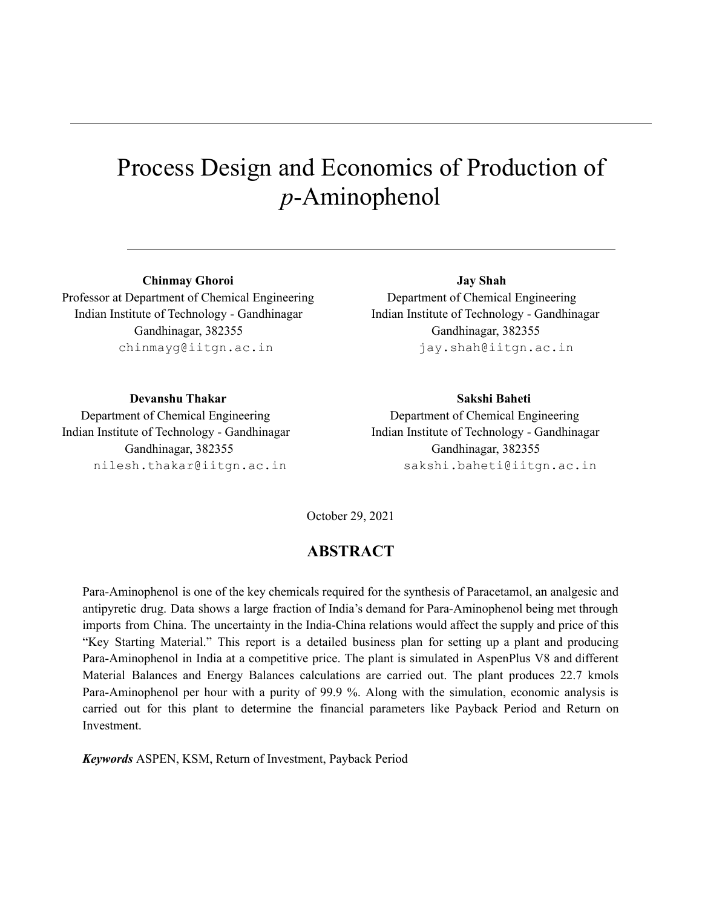# Process Design and Economics of Production of *p*-Aminophenol

**Chinmay Ghoroi**
Professor at Department of Chemical Engineering
Indian Institute of Technology - Gandhinagar
Gandhinagar, 382355
chinmayg@iitgn.ac.in

**Jay Shah**
Department of Chemical Engineering
Indian Institute of Technology - Gandhinagar
Gandhinagar, 382355
jay.shah@iitgn.ac.in

**Devanshu Thakar**
Department of Chemical Engineering
Indian Institute of Technology - Gandhinagar
Gandhinagar, 382355
nilesh.thakar@iitgn.ac.in

**Sakshi Baheti**
Department of Chemical Engineering
Indian Institute of Technology - Gandhinagar
Gandhinagar, 382355
sakshi.baheti@iitgn.ac.in

October 29, 2021

## ABSTRACT

Para-Aminophenol is one of the key chemicals required for the synthesis of Paracetamol, an analgesic and antipyretic drug. Data shows a large fraction of India's demand for Para-Aminophenol being met through imports from China. The uncertainty in the India-China relations would affect the supply and price of this "Key Starting Material." This report is a detailed business plan for setting up a plant and producing Para-Aminophenol in India at a competitive price. The plant is simulated in AspenPlus V8 and different Material Balances and Energy Balances calculations are carried out. The plant produces 22.7 kmols Para-Aminophenol per hour with a purity of 99.9 %. Along with the simulation, economic analysis is carried out for this plant to determine the financial parameters like Payback Period and Return on Investment.

***Keywords*** ASPEN, KSM, Return of Investment, Payback Period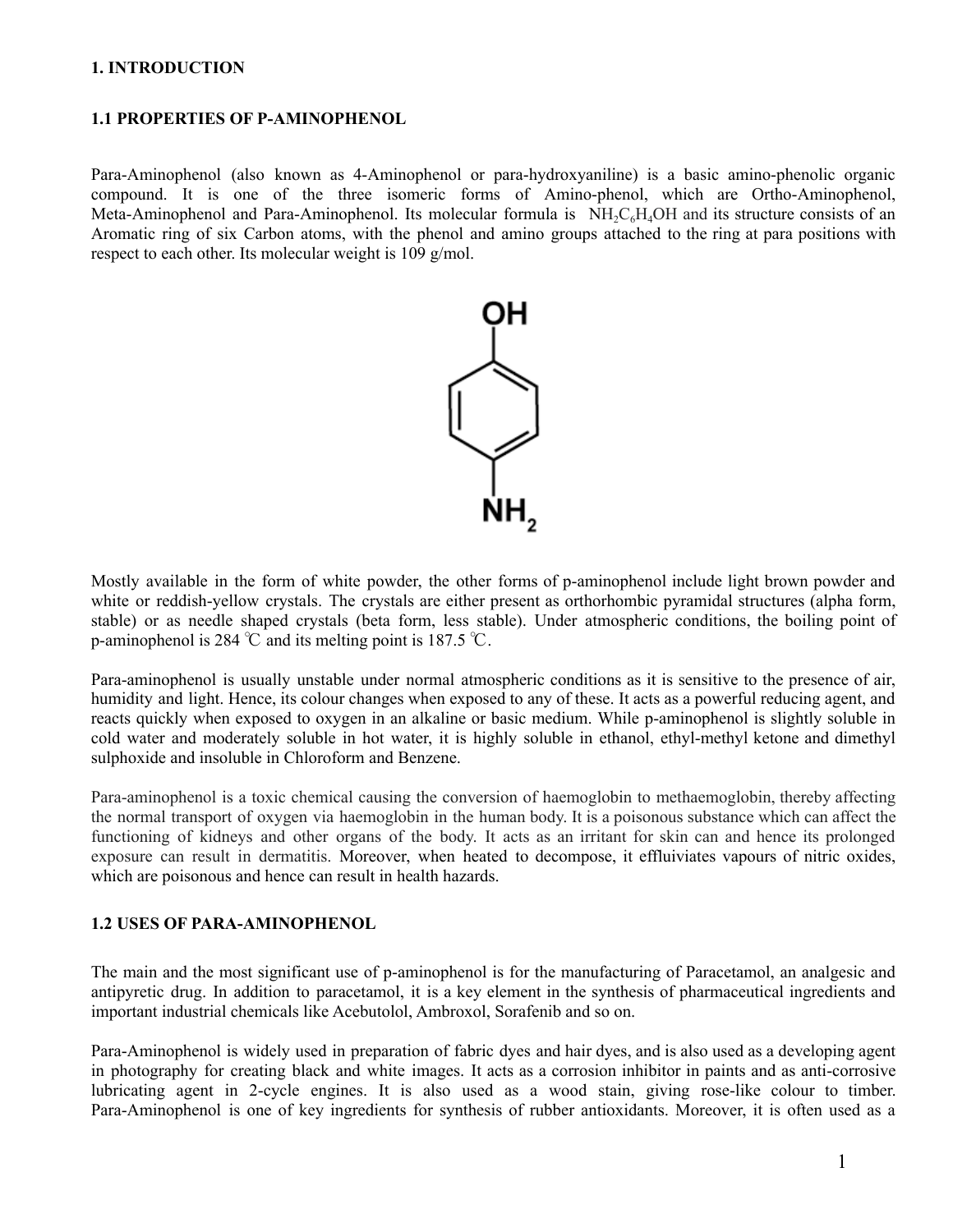# 1. INTRODUCTION

## 1.1 PROPERTIES OF P-AMINOPHENOL

Para-Aminophenol (also known as 4-Aminophenol or para-hydroxyaniline) is a basic amino-phenolic organic compound. It is one of the three isomeric forms of Amino-phenol, which are Ortho-Aminophenol, Meta-Aminophenol and Para-Aminophenol. Its molecular formula is $NH_2C_6H_4OH$ and its structure consists of an Aromatic ring of six Carbon atoms, with the phenol and amino groups attached to the ring at para positions with respect to each other. Its molecular weight is 109 g/mol.

Mostly available in the form of white powder, the other forms of p-aminophenol include light brown powder and white or reddish-yellow crystals. The crystals are either present as orthorhombic pyramidal structures (alpha form, stable) or as needle shaped crystals (beta form, less stable). Under atmospheric conditions, the boiling point of p-aminophenol is 284 ℃ and its melting point is 187.5 ℃.

Para-aminophenol is usually unstable under normal atmospheric conditions as it is sensitive to the presence of air, humidity and light. Hence, its colour changes when exposed to any of these. It acts as a powerful reducing agent, and reacts quickly when exposed to oxygen in an alkaline or basic medium. While p-aminophenol is slightly soluble in cold water and moderately soluble in hot water, it is highly soluble in ethanol, ethyl-methyl ketone and dimethyl sulphoxide and insoluble in Chloroform and Benzene.

Para-aminophenol is a toxic chemical causing the conversion of haemoglobin to methaemoglobin, thereby affecting the normal transport of oxygen via haemoglobin in the human body. It is a poisonous substance which can affect the functioning of kidneys and other organs of the body. It acts as an irritant for skin can and hence its prolonged exposure can result in dermatitis. Moreover, when heated to decompose, it effluiviates vapours of nitric oxides, which are poisonous and hence can result in health hazards.

## 1.2 USES OF PARA-AMINOPHENOL

The main and the most significant use of p-aminophenol is for the manufacturing of Paracetamol, an analgesic and antipyretic drug. In addition to paracetamol, it is a key element in the synthesis of pharmaceutical ingredients and important industrial chemicals like Acebutolol, Ambroxol, Sorafenib and so on.

Para-Aminophenol is widely used in preparation of fabric dyes and hair dyes, and is also used as a developing agent in photography for creating black and white images. It acts as a corrosion inhibitor in paints and as anti-corrosive lubricating agent in 2-cycle engines. It is also used as a wood stain, giving rose-like colour to timber. Para-Aminophenol is one of key ingredients for synthesis of rubber antioxidants. Moreover, it is often used as a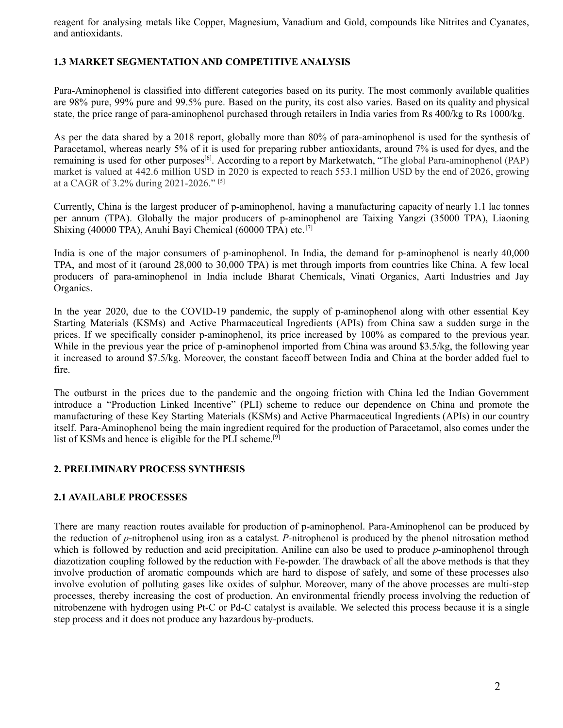reagent for analysing metals like Copper, Magnesium, Vanadium and Gold, compounds like Nitrites and Cyanates, and antioxidants.

### 1.3 MARKET SEGMENTATION AND COMPETITIVE ANALYSIS

Para-Aminophenol is classified into different categories based on its purity. The most commonly available qualities are 98% pure, 99% pure and 99.5% pure. Based on the purity, its cost also varies. Based on its quality and physical state, the price range of para-aminophenol purchased through retailers in India varies from Rs 400/kg to Rs 1000/kg.

As per the data shared by a 2018 report, globally more than 80% of para-aminophenol is used for the synthesis of Paracetamol, whereas nearly 5% of it is used for preparing rubber antioxidants, around 7% is used for dyes, and the remaining is used for other purposes[6]. According to a report by Marketwatch, "The global Para-aminophenol (PAP) market is valued at 442.6 million USD in 2020 is expected to reach 553.1 million USD by the end of 2026, growing at a CAGR of 3.2% during 2021-2026." [5]

Currently, China is the largest producer of p-aminophenol, having a manufacturing capacity of nearly 1.1 lac tonnes per annum (TPA). Globally the major producers of p-aminophenol are Taixing Yangzi (35000 TPA), Liaoning Shixing (40000 TPA), Anuhi Bayi Chemical (60000 TPA) etc.[7]

India is one of the major consumers of p-aminophenol. In India, the demand for p-aminophenol is nearly 40,000 TPA, and most of it (around 28,000 to 30,000 TPA) is met through imports from countries like China. A few local producers of para-aminophenol in India include Bharat Chemicals, Vinati Organics, Aarti Industries and Jay Organics.

In the year 2020, due to the COVID-19 pandemic, the supply of p-aminophenol along with other essential Key Starting Materials (KSMs) and Active Pharmaceutical Ingredients (APIs) from China saw a sudden surge in the prices. If we specifically consider p-aminophenol, its price increased by 100% as compared to the previous year. While in the previous year the price of p-aminophenol imported from China was around \$3.5/kg, the following year it increased to around \$7.5/kg. Moreover, the constant faceoff between India and China at the border added fuel to fire.

The outburst in the prices due to the pandemic and the ongoing friction with China led the Indian Government introduce a "Production Linked Incentive" (PLI) scheme to reduce our dependence on China and promote the manufacturing of these Key Starting Materials (KSMs) and Active Pharmaceutical Ingredients (APIs) in our country itself. Para-Aminophenol being the main ingredient required for the production of Paracetamol, also comes under the list of KSMs and hence is eligible for the PLI scheme.[9]

## 2. PRELIMINARY PROCESS SYNTHESIS

### 2.1 AVAILABLE PROCESSES

There are many reaction routes available for production of p-aminophenol. Para-Aminophenol can be produced by the reduction of *p*-nitrophenol using iron as a catalyst. *P*-nitrophenol is produced by the phenol nitrosation method which is followed by reduction and acid precipitation. Aniline can also be used to produce *p*-aminophenol through diazotization coupling followed by the reduction with Fe-powder. The drawback of all the above methods is that they involve production of aromatic compounds which are hard to dispose of safely, and some of these processes also involve evolution of polluting gases like oxides of sulphur. Moreover, many of the above processes are multi-step processes, thereby increasing the cost of production. An environmental friendly process involving the reduction of nitrobenzene with hydrogen using Pt-C or Pd-C catalyst is available. We selected this process because it is a single step process and it does not produce any hazardous by-products.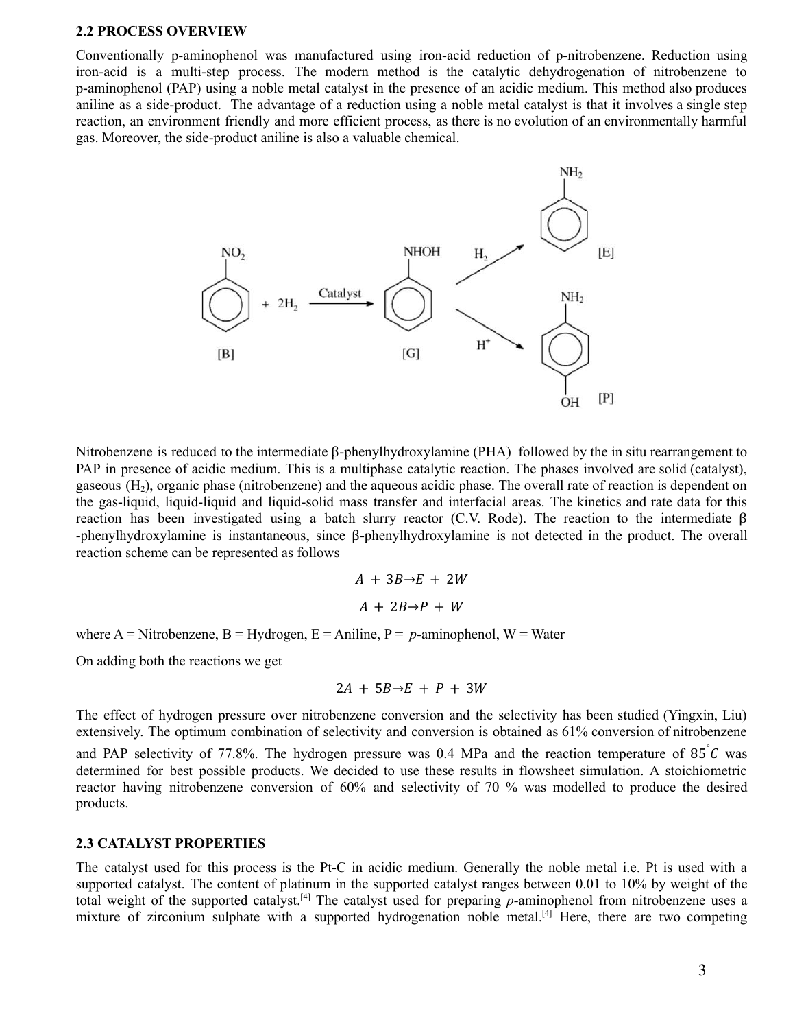### 2.2 PROCESS OVERVIEW

Conventionally p-aminophenol was manufactured using iron-acid reduction of p-nitrobenzene. Reduction using iron-acid is a multi-step process. The modern method is the catalytic dehydrogenation of nitrobenzene to p-aminophenol (PAP) using a noble metal catalyst in the presence of an acidic medium. This method also produces aniline as a side-product. The advantage of a reduction using a noble metal catalyst is that it involves a single step reaction, an environment friendly and more efficient process, as there is no evolution of an environmentally harmful gas. Moreover, the side-product aniline is also a valuable chemical.

$NO_2$
[B]
+ $2H_2$
Catalyst
NHOH
[G]
$H_2$
$NH_2$
[E]
$H^+$
$NH_2$
OH [P]

Nitrobenzene is reduced to the intermediate β-phenylhydroxylamine (PHA) followed by the in situ rearrangement to PAP in presence of acidic medium. This is a multiphase catalytic reaction. The phases involved are solid (catalyst), gaseous ($H_2$), organic phase (nitrobenzene) and the aqueous acidic phase. The overall rate of reaction is dependent on the gas-liquid, liquid-liquid and liquid-solid mass transfer and interfacial areas. The kinetics and rate data for this reaction has been investigated using a batch slurry reactor (C.V. Rode). The reaction to the intermediate β -phenylhydroxylamine is instantaneous, since β-phenylhydroxylamine is not detected in the product. The overall reaction scheme can be represented as follows

$$A + 3B \rightarrow E + 2W$$

$$A + 2B \rightarrow P + W$$

where A = Nitrobenzene, B = Hydrogen, E = Aniline, P = *p*-aminophenol, W = Water

On adding both the reactions we get

$$2A + 5B \rightarrow E + P + 3W$$

The effect of hydrogen pressure over nitrobenzene conversion and the selectivity has been studied (Yingxin, Liu) extensively. The optimum combination of selectivity and conversion is obtained as 61% conversion of nitrobenzene and PAP selectivity of 77.8%. The hydrogen pressure was 0.4 MPa and the reaction temperature of $85^{\circ}C$ was determined for best possible products. We decided to use these results in flowsheet simulation. A stoichiometric reactor having nitrobenzene conversion of 60% and selectivity of 70 % was modelled to produce the desired products.

### 2.3 CATALYST PROPERTIES

The catalyst used for this process is the Pt-C in acidic medium. Generally the noble metal i.e. Pt is used with a supported catalyst. The content of platinum in the supported catalyst ranges between 0.01 to 10% by weight of the total weight of the supported catalyst.[4] The catalyst used for preparing *p*-aminophenol from nitrobenzene uses a mixture of zirconium sulphate with a supported hydrogenation noble metal.[4] Here, there are two competing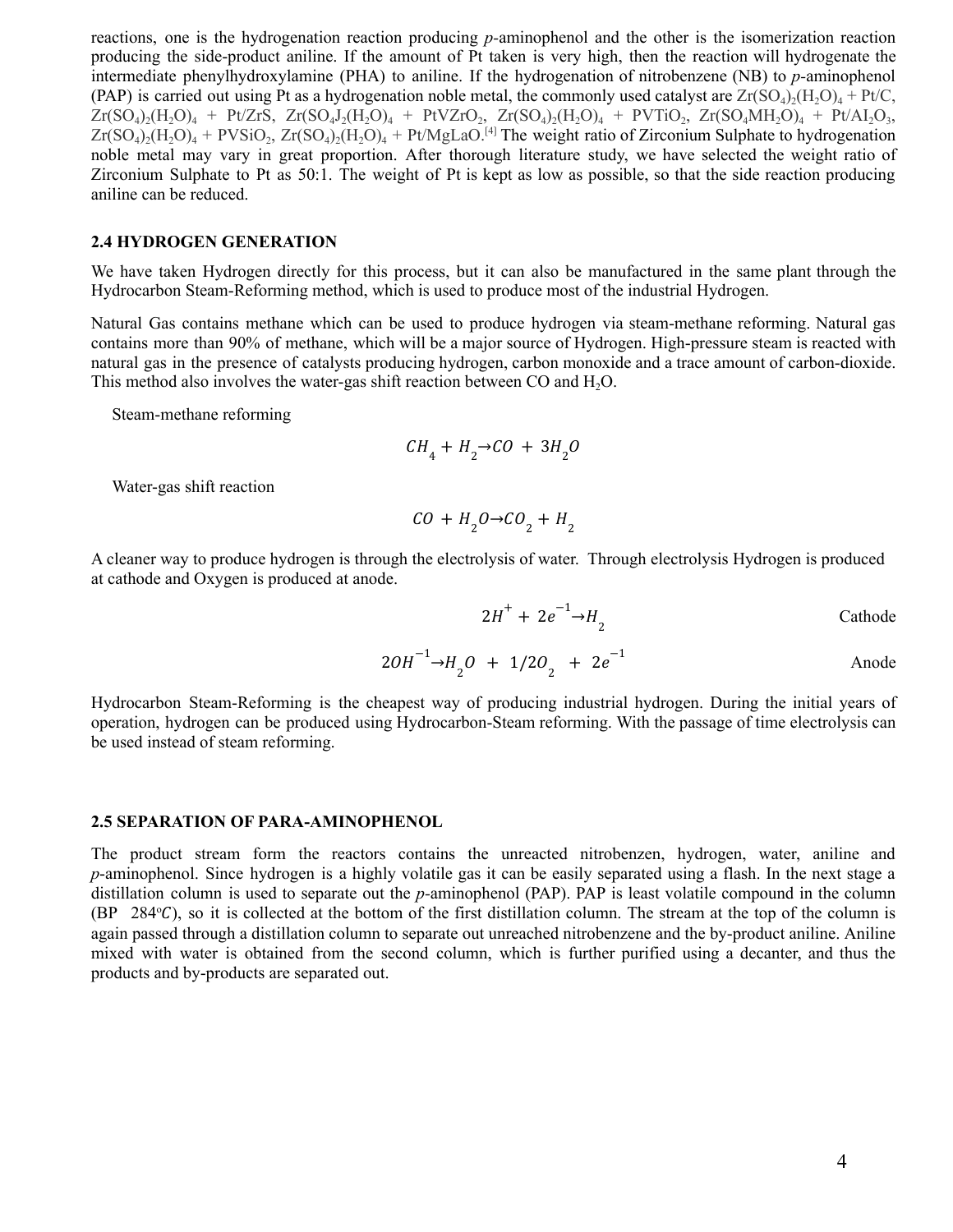reactions, one is the hydrogenation reaction producing *p*-aminophenol and the other is the isomerization reaction producing the side-product aniline. If the amount of Pt taken is very high, then the reaction will hydrogenate the intermediate phenylhydroxylamine (PHA) to aniline. If the hydrogenation of nitrobenzene (NB) to *p*-aminophenol (PAP) is carried out using Pt as a hydrogenation noble metal, the commonly used catalyst are $Zr(SO_4)_2(H_2O)_4$ + Pt/C, $Zr(SO_4)_2(H_2O)_4$ + Pt/ZrS, $Zr(SO_4J_2(H_2O)_4$ + $PtVZrO_2$, $Zr(SO_4)_2(H_2O)_4$ + $PVTiO_2$, $Zr(SO_4MH_2O)_4$ + $Pt/AI_2O_3$, $Zr(SO_4)_2(H_2O)_4$ + $PVSiO_2$, $Zr(SO_4)_2(H_2O)_4$ + Pt/MgLaO.[4] The weight ratio of Zirconium Sulphate to hydrogenation noble metal may vary in great proportion. After thorough literature study, we have selected the weight ratio of Zirconium Sulphate to Pt as 50:1. The weight of Pt is kept as low as possible, so that the side reaction producing aniline can be reduced.

### 2.4 HYDROGEN GENERATION

We have taken Hydrogen directly for this process, but it can also be manufactured in the same plant through the Hydrocarbon Steam-Reforming method, which is used to produce most of the industrial Hydrogen.

Natural Gas contains methane which can be used to produce hydrogen via steam-methane reforming. Natural gas contains more than 90% of methane, which will be a major source of Hydrogen. High-pressure steam is reacted with natural gas in the presence of catalysts producing hydrogen, carbon monoxide and a trace amount of carbon-dioxide. This method also involves the water-gas shift reaction between CO and $H_2O$.

Steam-methane reforming

$$CH_4 + H_2 \rightarrow CO + 3H_2O$$

Water-gas shift reaction

$$CO + H_2O \rightarrow CO_2 + H_2$$

A cleaner way to produce hydrogen is through the electrolysis of water. Through electrolysis Hydrogen is produced at cathode and Oxygen is produced at anode.

$$2H^+ + 2e^{-1} \rightarrow H_2 \quad \text{Cathode}$$

$$2OH^{-1} \rightarrow H_2O + 1/2O_2 + 2e^{-1} \quad \text{Anode}$$

Hydrocarbon Steam-Reforming is the cheapest way of producing industrial hydrogen. During the initial years of operation, hydrogen can be produced using Hydrocarbon-Steam reforming. With the passage of time electrolysis can be used instead of steam reforming.

### 2.5 SEPARATION OF PARA-AMINOPHENOL

The product stream form the reactors contains the unreacted nitrobenzen, hydrogen, water, aniline and *p*-aminophenol. Since hydrogen is a highly volatile gas it can be easily separated using a flash. In the next stage a distillation column is used to separate out the *p*-aminophenol (PAP). PAP is least volatile compound in the column (BP 284°C), so it is collected at the bottom of the first distillation column. The stream at the top of the column is again passed through a distillation column to separate out unreached nitrobenzene and the by-product aniline. Aniline mixed with water is obtained from the second column, which is further purified using a decanter, and thus the products and by-products are separated out.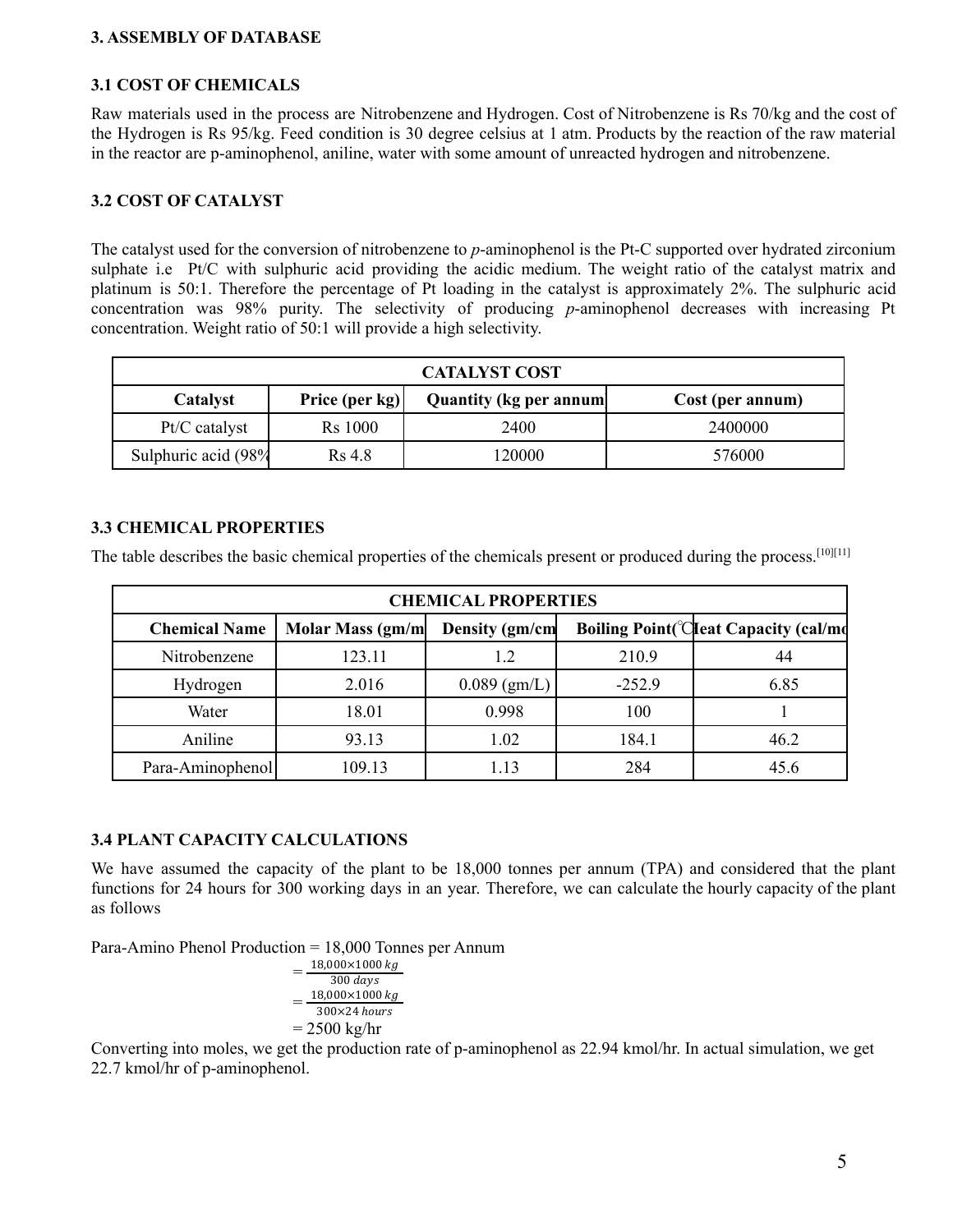## 3. ASSEMBLY OF DATABASE

### 3.1 COST OF CHEMICALS

Raw materials used in the process are Nitrobenzene and Hydrogen. Cost of Nitrobenzene is Rs 70/kg and the cost of the Hydrogen is Rs 95/kg. Feed condition is 30 degree celsius at 1 atm. Products by the reaction of the raw material in the reactor are p-aminophenol, aniline, water with some amount of unreacted hydrogen and nitrobenzene.

### 3.2 COST OF CATALYST

The catalyst used for the conversion of nitrobenzene to *p*-aminophenol is the Pt-C supported over hydrated zirconium sulphate i.e Pt/C with sulphuric acid providing the acidic medium. The weight ratio of the catalyst matrix and platinum is 50:1. Therefore the percentage of Pt loading in the catalyst is approximately 2%. The sulphuric acid concentration was 98% purity. The selectivity of producing *p*-aminophenol decreases with increasing Pt concentration. Weight ratio of 50:1 will provide a high selectivity.

| CATALYST COST | | | |
|---|---|---|---|
| **Catalyst** | **Price (per kg)** | **Quantity (kg per annum** | **Cost (per annum)** |
| Pt/C catalyst | Rs 1000 | 2400 | 2400000 |
| Sulphuric acid (98% | Rs 4.8 | 120000 | 576000 |

### 3.3 CHEMICAL PROPERTIES

The table describes the basic chemical properties of the chemicals present or produced during the process.[10][11]

| CHEMICAL PROPERTIES | | | | |
|---|---|---|---|---|
| **Chemical Name** | **Molar Mass (gm/m** | **Density (gm/cm** | **Boiling Point(℃** | **Heat Capacity (cal/mo** |
| Nitrobenzene | 123.11 | 1.2 | 210.9 | 44 |
| Hydrogen | 2.016 | 0.089 (gm/L) | -252.9 | 6.85 |
| Water | 18.01 | 0.998 | 100 | 1 |
| Aniline | 93.13 | 1.02 | 184.1 | 46.2 |
| Para-Aminophenol | 109.13 | 1.13 | 284 | 45.6 |

### 3.4 PLANT CAPACITY CALCULATIONS

We have assumed the capacity of the plant to be 18,000 tonnes per annum (TPA) and considered that the plant functions for 24 hours for 300 working days in an year. Therefore, we can calculate the hourly capacity of the plant as follows

Para-Amino Phenol Production = 18,000 Tonnes per Annum

$$= \frac{18{,}000 \times 1000\ kg}{300\ days}$$

$$= \frac{18{,}000 \times 1000\ kg}{300 \times 24\ hours}$$

$$= 2500\ \text{kg/hr}$$

Converting into moles, we get the production rate of p-aminophenol as 22.94 kmol/hr. In actual simulation, we get 22.7 kmol/hr of p-aminophenol.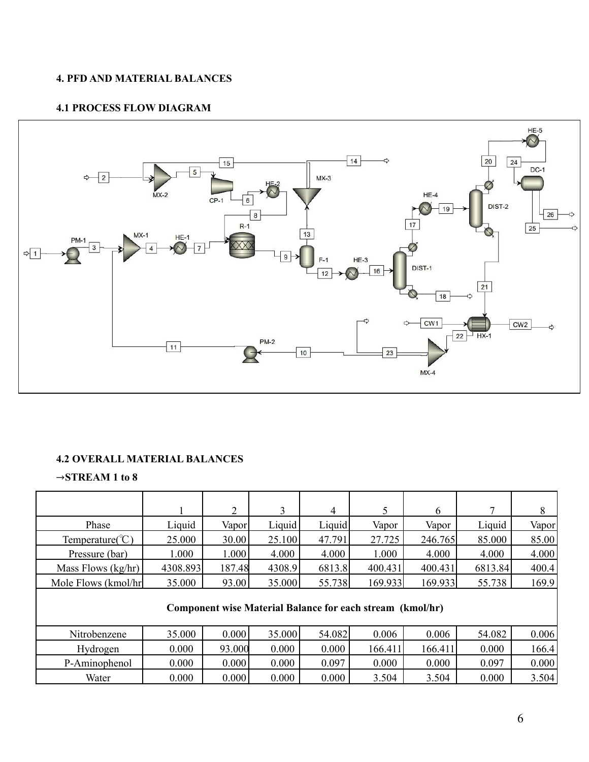## 4. PFD AND MATERIAL BALANCES

### 4.1 PROCESS FLOW DIAGRAM

1
PM-1
3
MX-1
4
HE-1
7
R-1
9
F-1
12
HE-3
16
DIST-1
18
17
HE-4
19
DIST-2
20
HE-5
24
DC-1
26
25
21
CW1
HX-1
CW2
22
MX-4
23
10
PM-2
11
13
MX-3
14
15
2
MX-2
5
CP-1
6
HE-2
8

### 4.2 OVERALL MATERIAL BALANCES

→STREAM 1 to 8

| | 1 | 2 | 3 | 4 | 5 | 6 | 7 | 8 |
|---|---|---|---|---|---|---|---|---|
| Phase | Liquid | Vapor | Liquid | Liquid | Vapor | Vapor | Liquid | Vapor |
| Temperature(℃) | 25.000 | 30.00 | 25.100 | 47.791 | 27.725 | 246.765 | 85.000 | 85.00 |
| Pressure (bar) | 1.000 | 1.000 | 4.000 | 4.000 | 1.000 | 4.000 | 4.000 | 4.000 |
| Mass Flows (kg/hr) | 4308.893 | 187.48 | 4308.9 | 6813.8 | 400.431 | 400.431 | 6813.84 | 400.4 |
| Mole Flows (kmol/hr | 35.000 | 93.00 | 35.000 | 55.738 | 169.933 | 169.933 | 55.738 | 169.9 |
| **Component wise Material Balance for each stream (kmol/hr)** | | | | | | | | |
| Nitrobenzene | 35.000 | 0.000 | 35.000 | 54.082 | 0.006 | 0.006 | 54.082 | 0.006 |
| Hydrogen | 0.000 | 93.000 | 0.000 | 0.000 | 166.411 | 166.411 | 0.000 | 166.4 |
| P-Aminophenol | 0.000 | 0.000 | 0.000 | 0.097 | 0.000 | 0.000 | 0.097 | 0.000 |
| Water | 0.000 | 0.000 | 0.000 | 0.000 | 3.504 | 3.504 | 0.000 | 3.504 |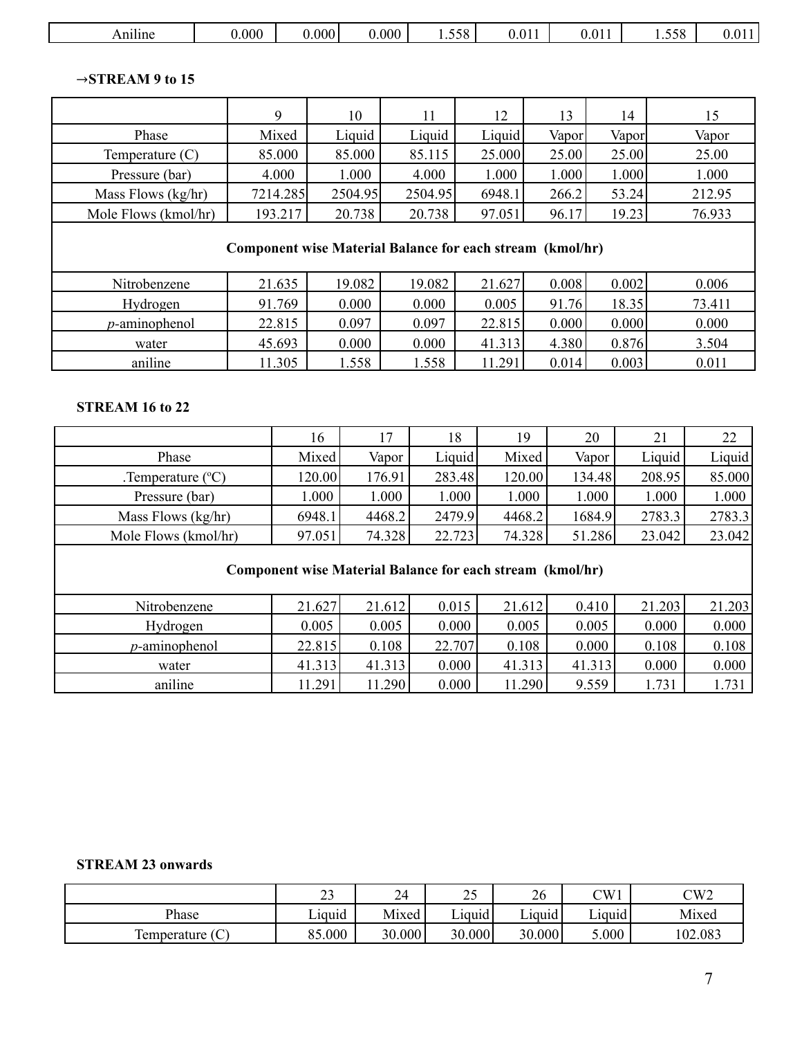| Aniline | 0.000 | 0.000 | 0.000 | 1.558 | 0.011 | 0.011 | 1.558 | 0.011 |
|---|---|---|---|---|---|---|---|---|

**→STREAM 9 to 15**

| | 9 | 10 | 11 | 12 | 13 | 14 | 15 |
|---|---|---|---|---|---|---|---|
| Phase | Mixed | Liquid | Liquid | Liquid | Vapor | Vapor | Vapor |
| Temperature (C) | 85.000 | 85.000 | 85.115 | 25.000 | 25.00 | 25.00 | 25.00 |
| Pressure (bar) | 4.000 | 1.000 | 4.000 | 1.000 | 1.000 | 1.000 | 1.000 |
| Mass Flows (kg/hr) | 7214.285 | 2504.95 | 2504.95 | 6948.1 | 266.2 | 53.24 | 212.95 |
| Mole Flows (kmol/hr) | 193.217 | 20.738 | 20.738 | 97.051 | 96.17 | 19.23 | 76.933 |
| **Component wise Material Balance for each stream (kmol/hr)** | | | | | | | |
| Nitrobenzene | 21.635 | 19.082 | 19.082 | 21.627 | 0.008 | 0.002 | 0.006 |
| Hydrogen | 91.769 | 0.000 | 0.000 | 0.005 | 91.76 | 18.35 | 73.411 |
| *p*-aminophenol | 22.815 | 0.097 | 0.097 | 22.815 | 0.000 | 0.000 | 0.000 |
| water | 45.693 | 0.000 | 0.000 | 41.313 | 4.380 | 0.876 | 3.504 |
| aniline | 11.305 | 1.558 | 1.558 | 11.291 | 0.014 | 0.003 | 0.011 |

**STREAM 16 to 22**

| | 16 | 17 | 18 | 19 | 20 | 21 | 22 |
|---|---|---|---|---|---|---|---|
| Phase | Mixed | Vapor | Liquid | Mixed | Vapor | Liquid | Liquid |
| .Temperature (°C) | 120.00 | 176.91 | 283.48 | 120.00 | 134.48 | 208.95 | 85.000 |
| Pressure (bar) | 1.000 | 1.000 | 1.000 | 1.000 | 1.000 | 1.000 | 1.000 |
| Mass Flows (kg/hr) | 6948.1 | 4468.2 | 2479.9 | 4468.2 | 1684.9 | 2783.3 | 2783.3 |
| Mole Flows (kmol/hr) | 97.051 | 74.328 | 22.723 | 74.328 | 51.286 | 23.042 | 23.042 |
| **Component wise Material Balance for each stream (kmol/hr)** | | | | | | | |
| Nitrobenzene | 21.627 | 21.612 | 0.015 | 21.612 | 0.410 | 21.203 | 21.203 |
| Hydrogen | 0.005 | 0.005 | 0.000 | 0.005 | 0.005 | 0.000 | 0.000 |
| *p*-aminophenol | 22.815 | 0.108 | 22.707 | 0.108 | 0.000 | 0.108 | 0.108 |
| water | 41.313 | 41.313 | 0.000 | 41.313 | 41.313 | 0.000 | 0.000 |
| aniline | 11.291 | 11.290 | 0.000 | 11.290 | 9.559 | 1.731 | 1.731 |

**STREAM 23 onwards**

| | 23 | 24 | 25 | 26 | CW1 | CW2 |
|---|---|---|---|---|---|---|
| Phase | Liquid | Mixed | Liquid | Liquid | Liquid | Mixed |
| Temperature (C) | 85.000 | 30.000 | 30.000 | 30.000 | 5.000 | 102.083 |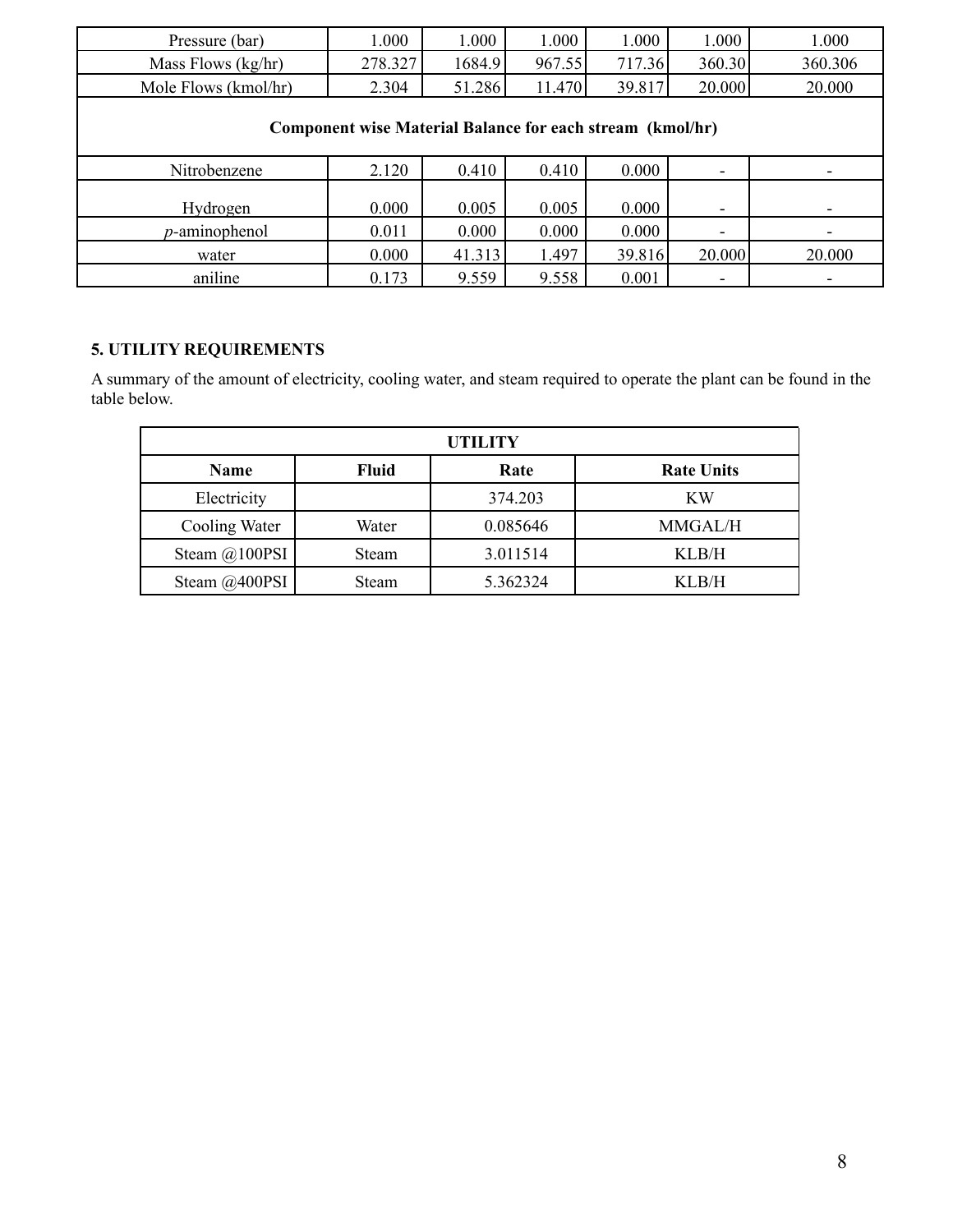| | | | | | | |
|---|---|---|---|---|---|---|
| Pressure (bar) | 1.000 | 1.000 | 1.000 | 1.000 | 1.000 | 1.000 |
| Mass Flows (kg/hr) | 278.327 | 1684.9 | 967.55 | 717.36 | 360.30 | 360.306 |
| Mole Flows (kmol/hr) | 2.304 | 51.286 | 11.470 | 39.817 | 20.000 | 20.000 |
| **Component wise Material Balance for each stream (kmol/hr)** | | | | | | |
| Nitrobenzene | 2.120 | 0.410 | 0.410 | 0.000 | - | - |
| Hydrogen | 0.000 | 0.005 | 0.005 | 0.000 | - | - |
| *p*-aminophenol | 0.011 | 0.000 | 0.000 | 0.000 | - | - |
| water | 0.000 | 41.313 | 1.497 | 39.816 | 20.000 | 20.000 |
| aniline | 0.173 | 9.559 | 9.558 | 0.001 | - | - |

### 5. UTILITY REQUIREMENTS

A summary of the amount of electricity, cooling water, and steam required to operate the plant can be found in the table below.

| **UTILITY** | | | |
|---|---|---|---|
| **Name** | **Fluid** | **Rate** | **Rate Units** |
| Electricity | | 374.203 | KW |
| Cooling Water | Water | 0.085646 | MMGAL/H |
| Steam @100PSI | Steam | 3.011514 | KLB/H |
| Steam @400PSI | Steam | 5.362324 | KLB/H |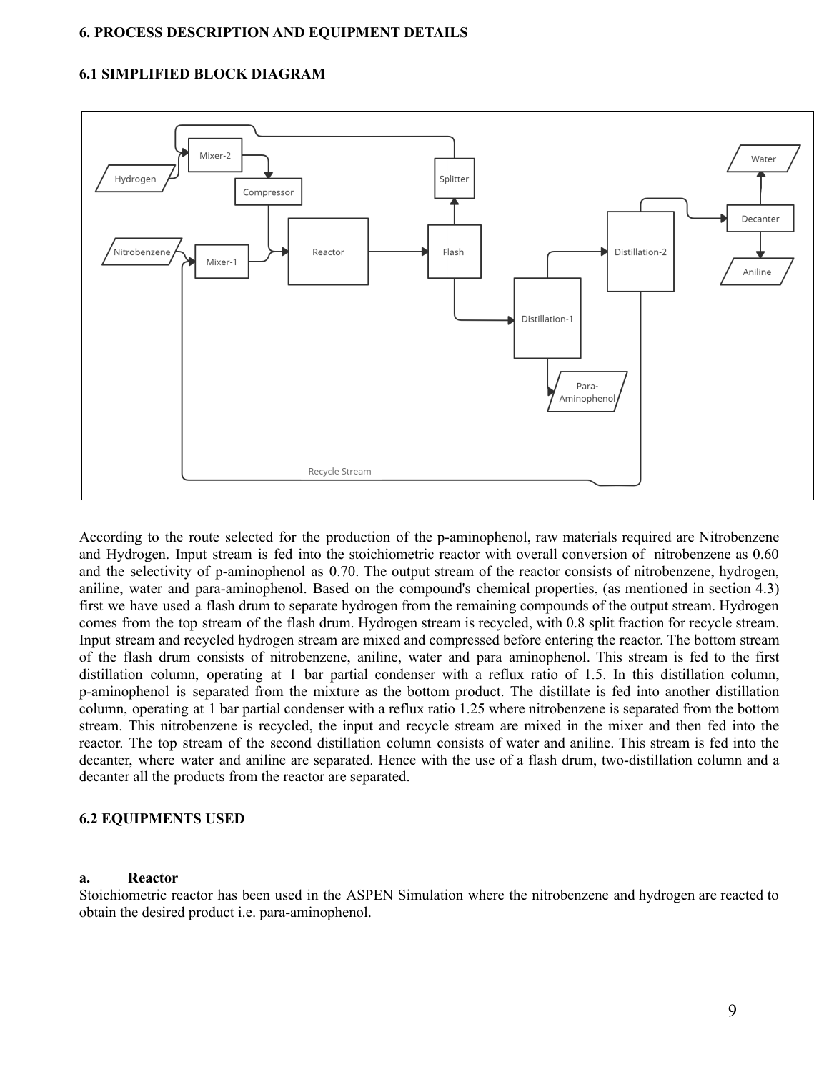# 6. PROCESS DESCRIPTION AND EQUIPMENT DETAILS

## 6.1 SIMPLIFIED BLOCK DIAGRAM

Hydrogen
Mixer-2
Compressor
Nitrobenzene
Mixer-1
Reactor
Flash
Splitter
Distillation-1
Para-Aminophenol
Distillation-2
Decanter
Water
Aniline
Recycle Stream

According to the route selected for the production of the p-aminophenol, raw materials required are Nitrobenzene and Hydrogen. Input stream is fed into the stoichiometric reactor with overall conversion of nitrobenzene as 0.60 and the selectivity of p-aminophenol as 0.70. The output stream of the reactor consists of nitrobenzene, hydrogen, aniline, water and para-aminophenol. Based on the compound's chemical properties, (as mentioned in section 4.3) first we have used a flash drum to separate hydrogen from the remaining compounds of the output stream. Hydrogen comes from the top stream of the flash drum. Hydrogen stream is recycled, with 0.8 split fraction for recycle stream. Input stream and recycled hydrogen stream are mixed and compressed before entering the reactor. The bottom stream of the flash drum consists of nitrobenzene, aniline, water and para aminophenol. This stream is fed to the first distillation column, operating at 1 bar partial condenser with a reflux ratio of 1.5. In this distillation column, p-aminophenol is separated from the mixture as the bottom product. The distillate is fed into another distillation column, operating at 1 bar partial condenser with a reflux ratio 1.25 where nitrobenzene is separated from the bottom stream. This nitrobenzene is recycled, the input and recycle stream are mixed in the mixer and then fed into the reactor. The top stream of the second distillation column consists of water and aniline. This stream is fed into the decanter, where water and aniline are separated. Hence with the use of a flash drum, two-distillation column and a decanter all the products from the reactor are separated.

## 6.2 EQUIPMENTS USED

### a. Reactor

Stoichiometric reactor has been used in the ASPEN Simulation where the nitrobenzene and hydrogen are reacted to obtain the desired product i.e. para-aminophenol.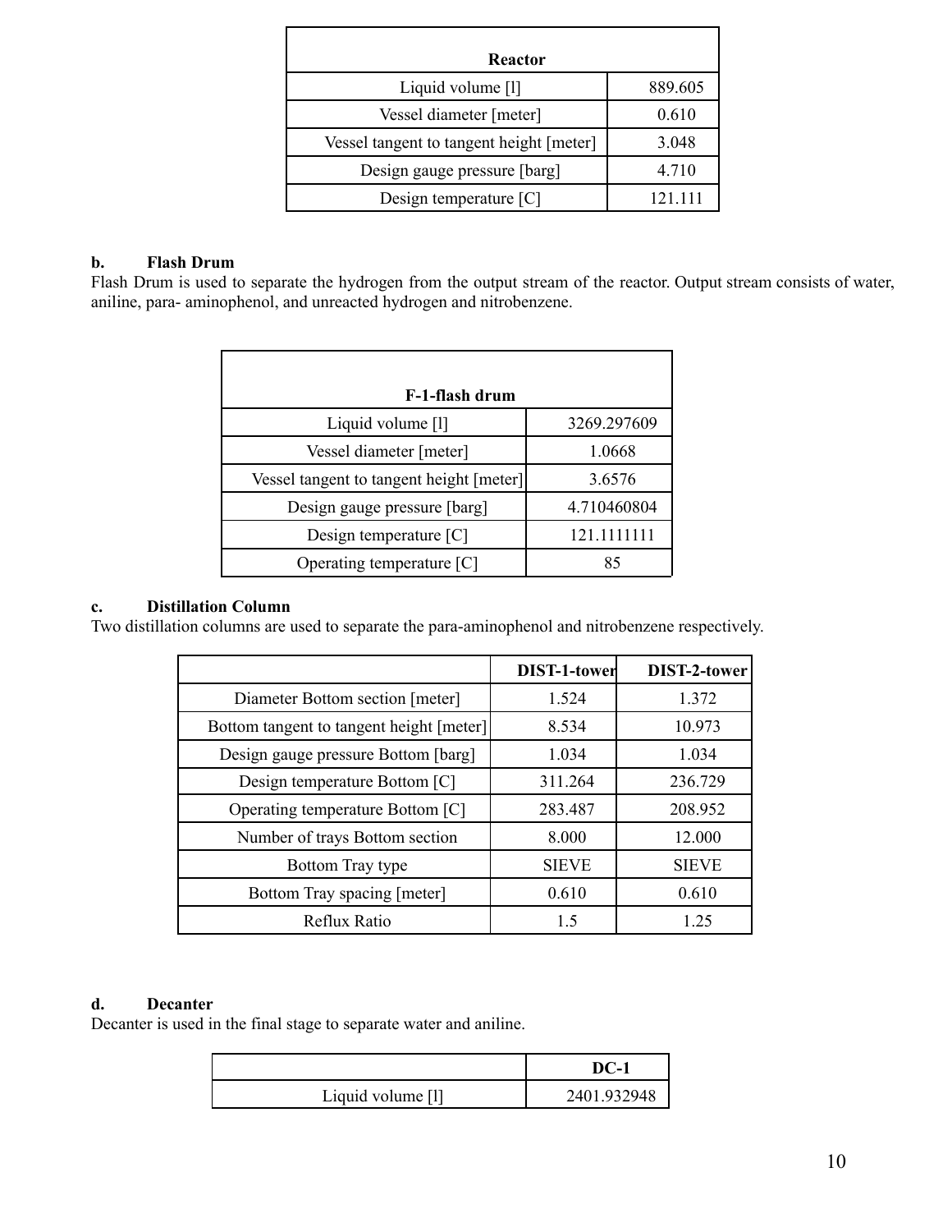| Reactor | |
|---|---|
| Liquid volume [l] | 889.605 |
| Vessel diameter [meter] | 0.610 |
| Vessel tangent to tangent height [meter] | 3.048 |
| Design gauge pressure [barg] | 4.710 |
| Design temperature [C] | 121.111 |

**b. Flash Drum**

Flash Drum is used to separate the hydrogen from the output stream of the reactor. Output stream consists of water, aniline, para- aminophenol, and unreacted hydrogen and nitrobenzene.

| F-1-flash drum | |
|---|---|
| Liquid volume [l] | 3269.297609 |
| Vessel diameter [meter] | 1.0668 |
| Vessel tangent to tangent height [meter] | 3.6576 |
| Design gauge pressure [barg] | 4.710460804 |
| Design temperature [C] | 121.1111111 |
| Operating temperature [C] | 85 |

**c. Distillation Column**

Two distillation columns are used to separate the para-aminophenol and nitrobenzene respectively.

| | DIST-1-tower | DIST-2-tower |
|---|---|---|
| Diameter Bottom section [meter] | 1.524 | 1.372 |
| Bottom tangent to tangent height [meter] | 8.534 | 10.973 |
| Design gauge pressure Bottom [barg] | 1.034 | 1.034 |
| Design temperature Bottom [C] | 311.264 | 236.729 |
| Operating temperature Bottom [C] | 283.487 | 208.952 |
| Number of trays Bottom section | 8.000 | 12.000 |
| Bottom Tray type | SIEVE | SIEVE |
| Bottom Tray spacing [meter] | 0.610 | 0.610 |
| Reflux Ratio | 1.5 | 1.25 |

**d. Decanter**

Decanter is used in the final stage to separate water and aniline.

| | DC-1 |
|---|---|
| Liquid volume [l] | 2401.932948 |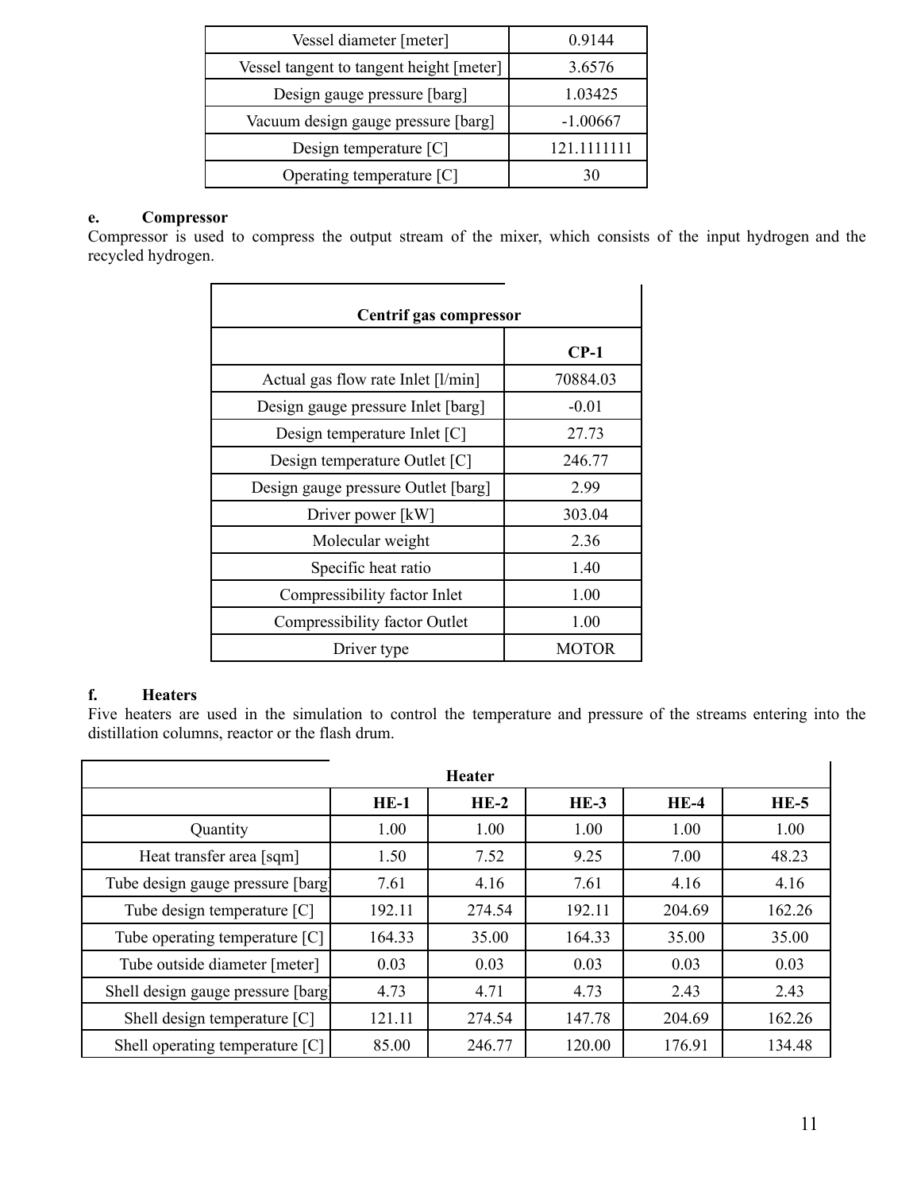| | |
|---|---|
| Vessel diameter [meter] | 0.9144 |
| Vessel tangent to tangent height [meter] | 3.6576 |
| Design gauge pressure [barg] | 1.03425 |
| Vacuum design gauge pressure [barg] | -1.00667 |
| Design temperature [C] | 121.1111111 |
| Operating temperature [C] | 30 |

**e. Compressor**

Compressor is used to compress the output stream of the mixer, which consists of the input hydrogen and the recycled hydrogen.

| **Centrif gas compressor** | |
|---|---|
| | **CP-1** |
| Actual gas flow rate Inlet [l/min] | 70884.03 |
| Design gauge pressure Inlet [barg] | -0.01 |
| Design temperature Inlet [C] | 27.73 |
| Design temperature Outlet [C] | 246.77 |
| Design gauge pressure Outlet [barg] | 2.99 |
| Driver power [kW] | 303.04 |
| Molecular weight | 2.36 |
| Specific heat ratio | 1.40 |
| Compressibility factor Inlet | 1.00 |
| Compressibility factor Outlet | 1.00 |
| Driver type | MOTOR |

**f. Heaters**

Five heaters are used in the simulation to control the temperature and pressure of the streams entering into the distillation columns, reactor or the flash drum.

| | **Heater** | | | | |
|---|---|---|---|---|---|
| | **HE-1** | **HE-2** | **HE-3** | **HE-4** | **HE-5** |
| Quantity | 1.00 | 1.00 | 1.00 | 1.00 | 1.00 |
| Heat transfer area [sqm] | 1.50 | 7.52 | 9.25 | 7.00 | 48.23 |
| Tube design gauge pressure [barg | 7.61 | 4.16 | 7.61 | 4.16 | 4.16 |
| Tube design temperature [C] | 192.11 | 274.54 | 192.11 | 204.69 | 162.26 |
| Tube operating temperature [C] | 164.33 | 35.00 | 164.33 | 35.00 | 35.00 |
| Tube outside diameter [meter] | 0.03 | 0.03 | 0.03 | 0.03 | 0.03 |
| Shell design gauge pressure [barg | 4.73 | 4.71 | 4.73 | 2.43 | 2.43 |
| Shell design temperature [C] | 121.11 | 274.54 | 147.78 | 204.69 | 162.26 |
| Shell operating temperature [C] | 85.00 | 246.77 | 120.00 | 176.91 | 134.48 |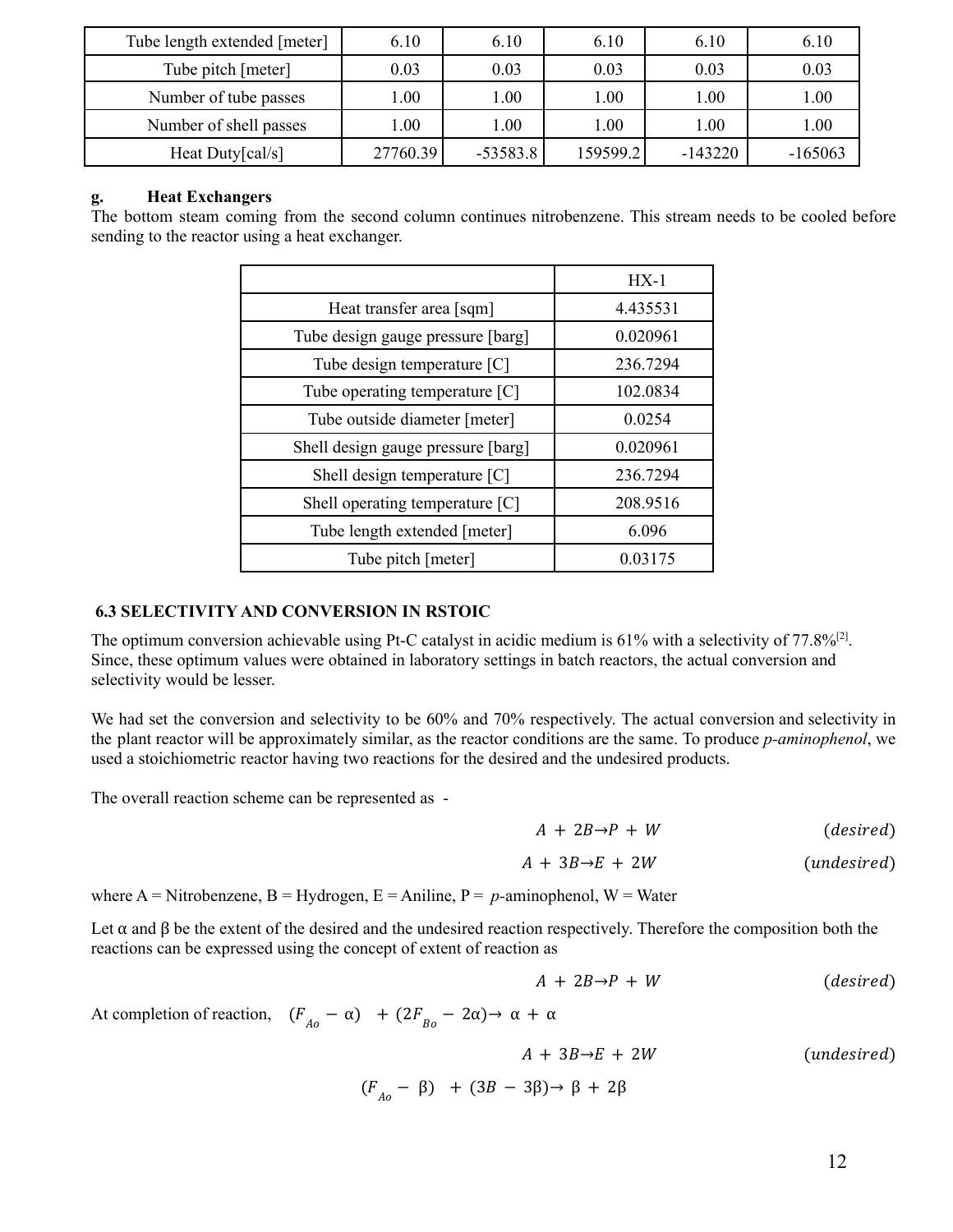| | | | | | |
|---|---|---|---|---|---|
| Tube length extended [meter] | 6.10 | 6.10 | 6.10 | 6.10 | 6.10 |
| Tube pitch [meter] | 0.03 | 0.03 | 0.03 | 0.03 | 0.03 |
| Number of tube passes | 1.00 | 1.00 | 1.00 | 1.00 | 1.00 |
| Number of shell passes | 1.00 | 1.00 | 1.00 | 1.00 | 1.00 |
| Heat Duty[cal/s] | 27760.39 | -53583.8 | 159599.2 | -143220 | -165063 |

**g. Heat Exchangers**

The bottom steam coming from the second column continues nitrobenzene. This stream needs to be cooled before sending to the reactor using a heat exchanger.

| | HX-1 |
|---|---|
| Heat transfer area [sqm] | 4.435531 |
| Tube design gauge pressure [barg] | 0.020961 |
| Tube design temperature [C] | 236.7294 |
| Tube operating temperature [C] | 102.0834 |
| Tube outside diameter [meter] | 0.0254 |
| Shell design gauge pressure [barg] | 0.020961 |
| Shell design temperature [C] | 236.7294 |
| Shell operating temperature [C] | 208.9516 |
| Tube length extended [meter] | 6.096 |
| Tube pitch [meter] | 0.03175 |

### 6.3 SELECTIVITY AND CONVERSION IN RSTOIC

The optimum conversion achievable using Pt-C catalyst in acidic medium is 61% with a selectivity of 77.8%[2]. Since, these optimum values were obtained in laboratory settings in batch reactors, the actual conversion and selectivity would be lesser.

We had set the conversion and selectivity to be 60% and 70% respectively. The actual conversion and selectivity in the plant reactor will be approximately similar, as the reactor conditions are the same. To produce *p-aminophenol*, we used a stoichiometric reactor having two reactions for the desired and the undesired products.

The overall reaction scheme can be represented as -

$$A + 2B \rightarrow P + W \qquad (desired)$$

$$A + 3B \rightarrow E + 2W \qquad (undesired)$$

where A = Nitrobenzene, B = Hydrogen, E = Aniline, P = *p*-aminophenol, W = Water

Let α and β be the extent of the desired and the undesired reaction respectively. Therefore the composition both the reactions can be expressed using the concept of extent of reaction as

$$A + 2B \rightarrow P + W \qquad (desired)$$

At completion of reaction, $(F_{Ao} - \alpha) \; + (2F_{Bo} - 2\alpha) \rightarrow \alpha + \alpha$

$$A + 3B \rightarrow E + 2W \qquad (undesired)$$

$$(F_{Ao} - \beta) \; + (3B - 3\beta) \rightarrow \beta + 2\beta$$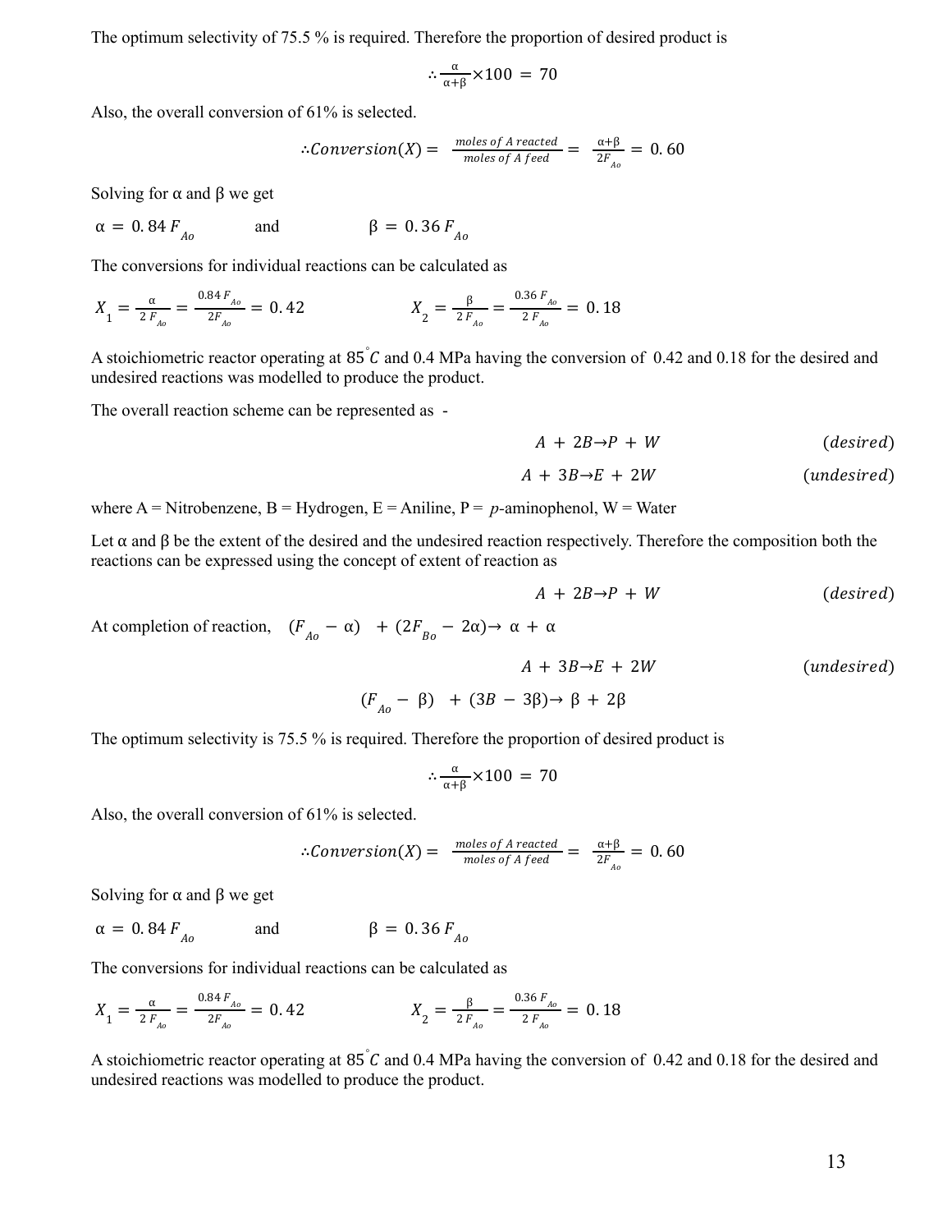The optimum selectivity of 75.5 % is required. Therefore the proportion of desired product is

$$\therefore \frac{\alpha}{\alpha+\beta}\times 100 = 70$$

Also, the overall conversion of 61% is selected.

$$\therefore Conversion(X) = \frac{moles\ of\ A\ reacted}{moles\ of\ A\ feed} = \frac{\alpha+\beta}{2F_{Ao}} = 0.60$$

Solving for α and β we get

$\alpha = 0.84\, F_{Ao}$ and $\beta = 0.36\, F_{Ao}$

The conversions for individual reactions can be calculated as

$$X_1 = \frac{\alpha}{2\,F_{Ao}} = \frac{0.84\,F_{Ao}}{2F_{Ao}} = 0.42 \qquad X_2 = \frac{\beta}{2\,F_{Ao}} = \frac{0.36\,F_{Ao}}{2\,F_{Ao}} = 0.18$$

A stoichiometric reactor operating at $85^{\circ}C$ and 0.4 MPa having the conversion of 0.42 and 0.18 for the desired and undesired reactions was modelled to produce the product.

The overall reaction scheme can be represented as -

$$A + 2B \rightarrow P + W \qquad (desired)$$

$$A + 3B \rightarrow E + 2W \qquad (undesired)$$

where A = Nitrobenzene, B = Hydrogen, E = Aniline, P = *p*-aminophenol, W = Water

Let α and β be the extent of the desired and the undesired reaction respectively. Therefore the composition both the reactions can be expressed using the concept of extent of reaction as

$$A + 2B \rightarrow P + W \qquad (desired)$$

At completion of reaction, $(F_{Ao} - \alpha) + (2F_{Bo} - 2\alpha) \rightarrow \alpha + \alpha$

$$A + 3B \rightarrow E + 2W \qquad (undesired)$$

$$(F_{Ao} - \beta) + (3B - 3\beta) \rightarrow \beta + 2\beta$$

The optimum selectivity is 75.5 % is required. Therefore the proportion of desired product is

$$\therefore \frac{\alpha}{\alpha+\beta}\times 100 = 70$$

Also, the overall conversion of 61% is selected.

$$\therefore Conversion(X) = \frac{moles\ of\ A\ reacted}{moles\ of\ A\ feed} = \frac{\alpha+\beta}{2F_{Ao}} = 0.60$$

Solving for α and β we get

$\alpha = 0.84\, F_{Ao}$ and $\beta = 0.36\, F_{Ao}$

The conversions for individual reactions can be calculated as

$$X_1 = \frac{\alpha}{2\,F_{Ao}} = \frac{0.84\,F_{Ao}}{2F_{Ao}} = 0.42 \qquad X_2 = \frac{\beta}{2\,F_{Ao}} = \frac{0.36\,F_{Ao}}{2\,F_{Ao}} = 0.18$$

A stoichiometric reactor operating at $85^{\circ}C$ and 0.4 MPa having the conversion of 0.42 and 0.18 for the desired and undesired reactions was modelled to produce the product.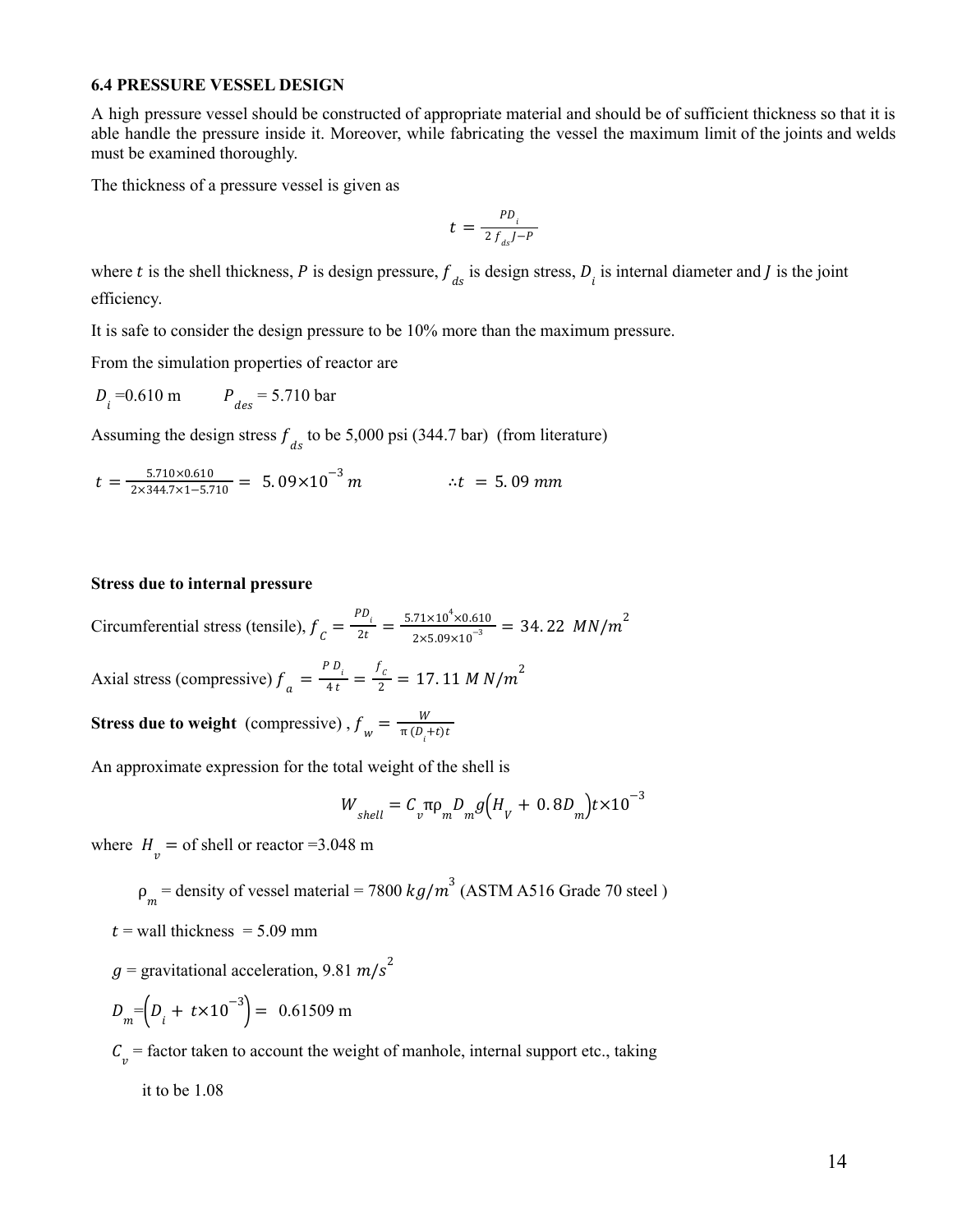### 6.4 PRESSURE VESSEL DESIGN

A high pressure vessel should be constructed of appropriate material and should be of sufficient thickness so that it is able handle the pressure inside it. Moreover, while fabricating the vessel the maximum limit of the joints and welds must be examined thoroughly.

The thickness of a pressure vessel is given as

$$t = \frac{PD_i}{2 f_{ds} J - P}$$

where $t$ is the shell thickness, $P$ is design pressure, $f_{ds}$ is design stress, $D_i$ is internal diameter and $J$ is the joint efficiency.

It is safe to consider the design pressure to be 10% more than the maximum pressure.

From the simulation properties of reactor are

$D_i$ =0.610 m $\quad$ $P_{des}$ = 5.710 bar

Assuming the design stress $f_{ds}$ to be 5,000 psi (344.7 bar) (from literature)

$t = \frac{5.710 \times 0.610}{2 \times 344.7 \times 1 - 5.710} = 5.09 \times 10^{-3}\ m$ $\qquad$ $\therefore t = 5.09\ mm$

**Stress due to internal pressure**

Circumferential stress (tensile), $f_C = \frac{PD_i}{2t} = \frac{5.71 \times 10^4 \times 0.610}{2 \times 5.09 \times 10^{-3}} = 34.22\ MN/m^2$

Axial stress (compressive) $f_a = \frac{P D_i}{4t} = \frac{f_C}{2} = 17.11\ MN/m^2$

**Stress due to weight** (compressive) , $f_w = \frac{W}{\pi (D_i + t)t}$

An approximate expression for the total weight of the shell is

$$W_{shell} = C_v \pi \rho_m D_m g \left(H_V + 0.8 D_m\right) t \times 10^{-3}$$

where $H_v$ = of shell or reactor =3.048 m

$\rho_m$ = density of vessel material = 7800 $kg/m^3$ (ASTM A516 Grade 70 steel )

$t$ = wall thickness = 5.09 mm

$g$ = gravitational acceleration, 9.81 $m/s^2$

$D_m = \left(D_i + t \times 10^{-3}\right) =$ 0.61509 m

$C_v$ = factor taken to account the weight of manhole, internal support etc., taking it to be 1.08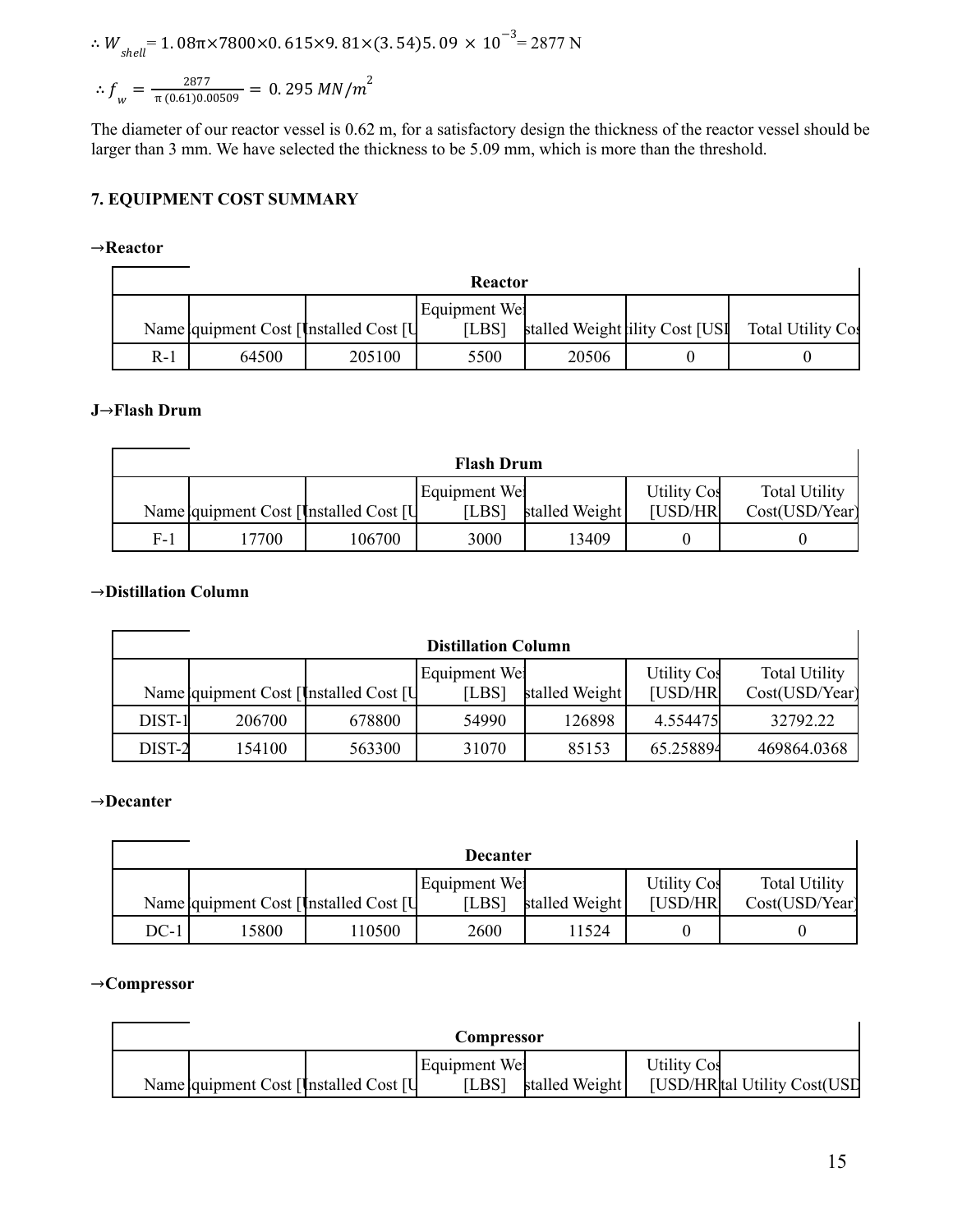$\therefore W_{shell} = 1.08\pi \times 7800 \times 0.615 \times 9.81 \times (3.54) 5.09 \times 10^{-3} = 2877$ N

$\therefore f_w = \frac{2877}{\pi (0.61) 0.00509} = 0.295\ MN/m^2$

The diameter of our reactor vessel is 0.62 m, for a satisfactory design the thickness of the reactor vessel should be larger than 3 mm. We have selected the thickness to be 5.09 mm, which is more than the threshold.

## 7. EQUIPMENT COST SUMMARY

**→Reactor**

| Reactor | | | | | | |
|---|---|---|---|---|---|---|
| Name | quipment Cost [ | Installed Cost [U | Equipment We [LBS] | stalled Weight | ility Cost [USI | Total Utility Co |
| R-1 | 64500 | 205100 | 5500 | 20506 | 0 | 0 |

**J→Flash Drum**

| Flash Drum | | | | | | |
|---|---|---|---|---|---|---|
| Name | quipment Cost [ | Installed Cost [U | Equipment We [LBS] | stalled Weight | Utility Cos [USD/HR | Total Utility Cost(USD/Year) |
| F-1 | 17700 | 106700 | 3000 | 13409 | 0 | 0 |

**→Distillation Column**

| Distillation Column | | | | | | |
|---|---|---|---|---|---|---|
| Name | quipment Cost [ | Installed Cost [U | Equipment We [LBS] | stalled Weight | Utility Cos [USD/HR | Total Utility Cost(USD/Year) |
| DIST-1 | 206700 | 678800 | 54990 | 126898 | 4.554475 | 32792.22 |
| DIST-2 | 154100 | 563300 | 31070 | 85153 | 65.258894 | 469864.0368 |

**→Decanter**

| Decanter | | | | | | |
|---|---|---|---|---|---|---|
| Name | quipment Cost [ | Installed Cost [U | Equipment We [LBS] | stalled Weight | Utility Cos [USD/HR | Total Utility Cost(USD/Year) |
| DC-1 | 15800 | 110500 | 2600 | 11524 | 0 | 0 |

**→Compressor**

| Compressor | | | | | | |
|---|---|---|---|---|---|---|
| Name | quipment Cost [ | Installed Cost [U | Equipment We [LBS] | stalled Weight | Utility Cos [USD/HR | tal Utility Cost(USD |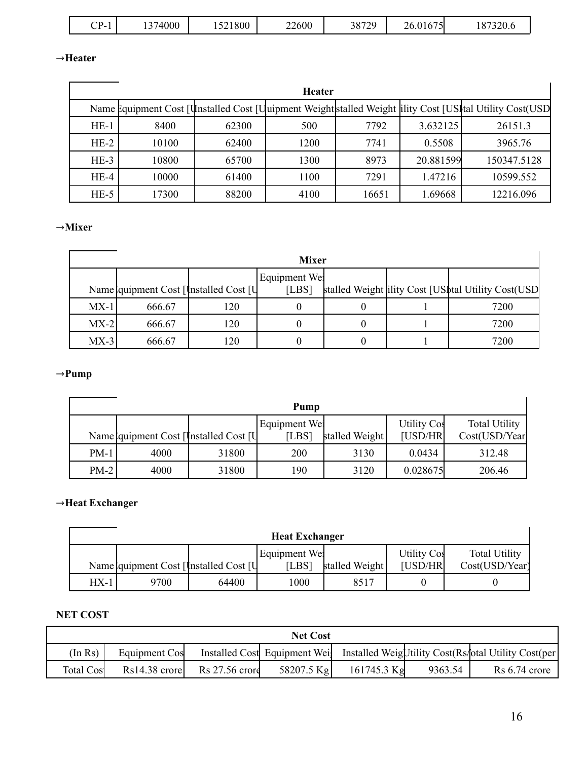| | | | | | | |
|---|---|---|---|---|---|---|
| CP-1 | 1374000 | 1521800 | 22600 | 38729 | 26.01675 | 187320.6 |

→**Heater**

| Heater | | | | | | |
|---|---|---|---|---|---|---|
| Name | Equipment Cost [U | Installed Cost [U | Equipment Weight | Installed Weight | Utility Cost [US | Total Utility Cost(USD |
| HE-1 | 8400 | 62300 | 500 | 7792 | 3.632125 | 26151.3 |
| HE-2 | 10100 | 62400 | 1200 | 7741 | 0.5508 | 3965.76 |
| HE-3 | 10800 | 65700 | 1300 | 8973 | 20.881599 | 150347.5128 |
| HE-4 | 10000 | 61400 | 1100 | 7291 | 1.47216 | 10599.552 |
| HE-5 | 17300 | 88200 | 4100 | 16651 | 1.69668 | 12216.096 |

→**Mixer**

| Mixer | | | | | | |
|---|---|---|---|---|---|---|
| Name | Equipment Cost [U | Installed Cost [U | Equipment Weight [LBS] | Installed Weight | Utility Cost [US | Total Utility Cost(USD |
| MX-1 | 666.67 | 120 | 0 | 0 | 1 | 7200 |
| MX-2 | 666.67 | 120 | 0 | 0 | 1 | 7200 |
| MX-3 | 666.67 | 120 | 0 | 0 | 1 | 7200 |

→**Pump**

| Pump | | | | | | |
|---|---|---|---|---|---|---|
| Name | Equipment Cost [U | Installed Cost [U | Equipment Weight [LBS] | Installed Weight | Utility Cost [USD/HR] | Total Utility Cost(USD/Year) |
| PM-1 | 4000 | 31800 | 200 | 3130 | 0.0434 | 312.48 |
| PM-2 | 4000 | 31800 | 190 | 3120 | 0.028675 | 206.46 |

→**Heat Exchanger**

| Heat Exchanger | | | | | | |
|---|---|---|---|---|---|---|
| Name | Equipment Cost [U | Installed Cost [U | Equipment Weight [LBS] | Installed Weight | Utility Cost [USD/HR] | Total Utility Cost(USD/Year) |
| HX-1 | 9700 | 64400 | 1000 | 8517 | 0 | 0 |

**NET COST**

| Net Cost | | | | | | |
|---|---|---|---|---|---|---|
| (In Rs) | Equipment Cost | Installed Cost | Equipment Weight | Installed Weight | Utility Cost(Rs/ | Total Utility Cost(per |
| Total Cost | Rs14.38 crore | Rs 27.56 crore | 58207.5 Kg | 161745.3 Kg | 9363.54 | Rs 6.74 crore |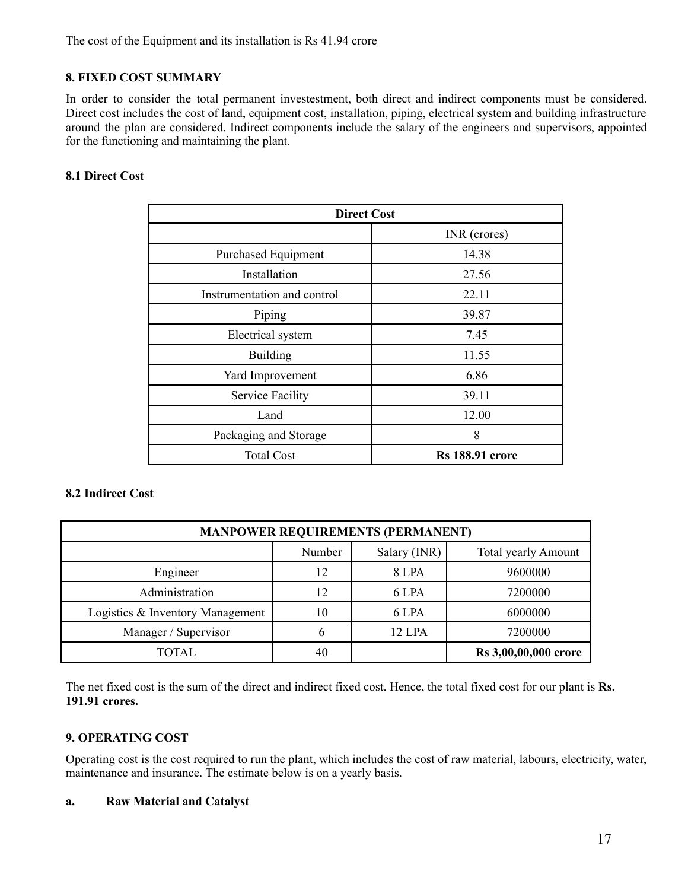The cost of the Equipment and its installation is Rs 41.94 crore

## 8. FIXED COST SUMMARY

In order to consider the total permanent investestment, both direct and indirect components must be considered. Direct cost includes the cost of land, equipment cost, installation, piping, electrical system and building infrastructure around the plan are considered. Indirect components include the salary of the engineers and supervisors, appointed for the functioning and maintaining the plant.

### 8.1 Direct Cost

| Direct Cost | |
|---|---|
| | INR (crores) |
| Purchased Equipment | 14.38 |
| Installation | 27.56 |
| Instrumentation and control | 22.11 |
| Piping | 39.87 |
| Electrical system | 7.45 |
| Building | 11.55 |
| Yard Improvement | 6.86 |
| Service Facility | 39.11 |
| Land | 12.00 |
| Packaging and Storage | 8 |
| Total Cost | **Rs 188.91 crore** |

### 8.2 Indirect Cost

| MANPOWER REQUIREMENTS (PERMANENT) | | | |
|---|---|---|---|
| | Number | Salary (INR) | Total yearly Amount |
| Engineer | 12 | 8 LPA | 9600000 |
| Administration | 12 | 6 LPA | 7200000 |
| Logistics & Inventory Management | 10 | 6 LPA | 6000000 |
| Manager / Supervisor | 6 | 12 LPA | 7200000 |
| TOTAL | 40 | | **Rs 3,00,00,000 crore** |

The net fixed cost is the sum of the direct and indirect fixed cost. Hence, the total fixed cost for our plant is **Rs. 191.91 crores.**

## 9. OPERATING COST

Operating cost is the cost required to run the plant, which includes the cost of raw material, labours, electricity, water, maintenance and insurance. The estimate below is on a yearly basis.

**a. Raw Material and Catalyst**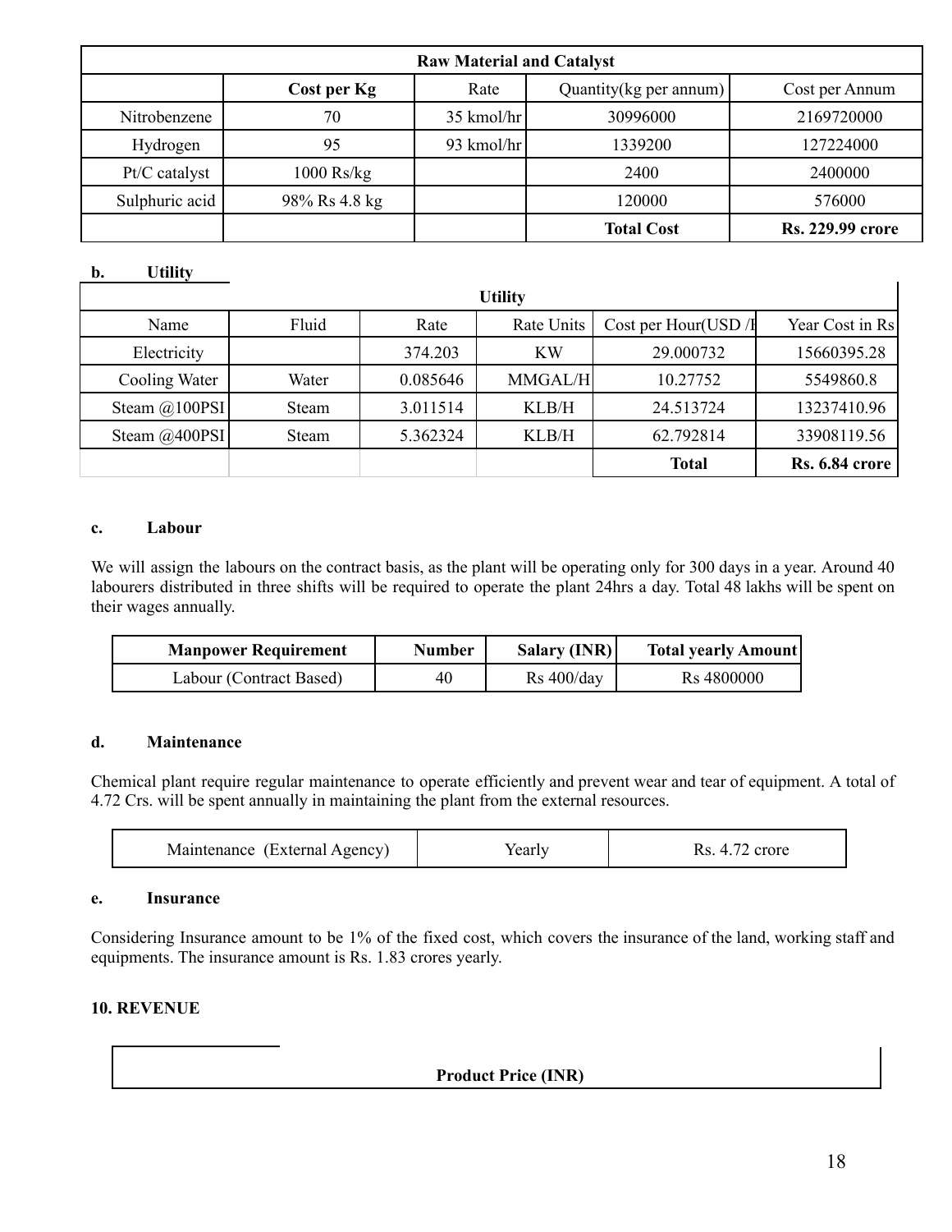| Raw Material and Catalyst | | | | |
|---|---|---|---|---|
| | **Cost per Kg** | Rate | Quantity(kg per annum) | Cost per Annum |
| Nitrobenzene | 70 | 35 kmol/hr | 30996000 | 2169720000 |
| Hydrogen | 95 | 93 kmol/hr | 1339200 | 127224000 |
| Pt/C catalyst | 1000 Rs/kg | | 2400 | 2400000 |
| Sulphuric acid | 98% Rs 4.8 kg | | 120000 | 576000 |
| | | | **Total Cost** | **Rs. 229.99 crore** |

**b. Utility**

| Utility | | | | | |
|---|---|---|---|---|---|
| Name | Fluid | Rate | Rate Units | Cost per Hour(USD /I | Year Cost in Rs |
| Electricity | | 374.203 | KW | 29.000732 | 15660395.28 |
| Cooling Water | Water | 0.085646 | MMGAL/H | 10.27752 | 5549860.8 |
| Steam @100PSI | Steam | 3.011514 | KLB/H | 24.513724 | 13237410.96 |
| Steam @400PSI | Steam | 5.362324 | KLB/H | 62.792814 | 33908119.56 |
| | | | | **Total** | **Rs. 6.84 crore** |

**c. Labour**

We will assign the labours on the contract basis, as the plant will be operating only for 300 days in a year. Around 40 labourers distributed in three shifts will be required to operate the plant 24hrs a day. Total 48 lakhs will be spent on their wages annually.

| **Manpower Requirement** | **Number** | **Salary (INR)** | **Total yearly Amount** |
|---|---|---|---|
| Labour (Contract Based) | 40 | Rs 400/day | Rs 4800000 |

**d. Maintenance**

Chemical plant require regular maintenance to operate efficiently and prevent wear and tear of equipment. A total of 4.72 Crs. will be spent annually in maintaining the plant from the external resources.

| | | |
|---|---|---|
| Maintenance (External Agency) | Yearly | Rs. 4.72 crore |

**e. Insurance**

Considering Insurance amount to be 1% of the fixed cost, which covers the insurance of the land, working staff and equipments. The insurance amount is Rs. 1.83 crores yearly.

**10. REVENUE**

| **Product Price (INR)** |
|---|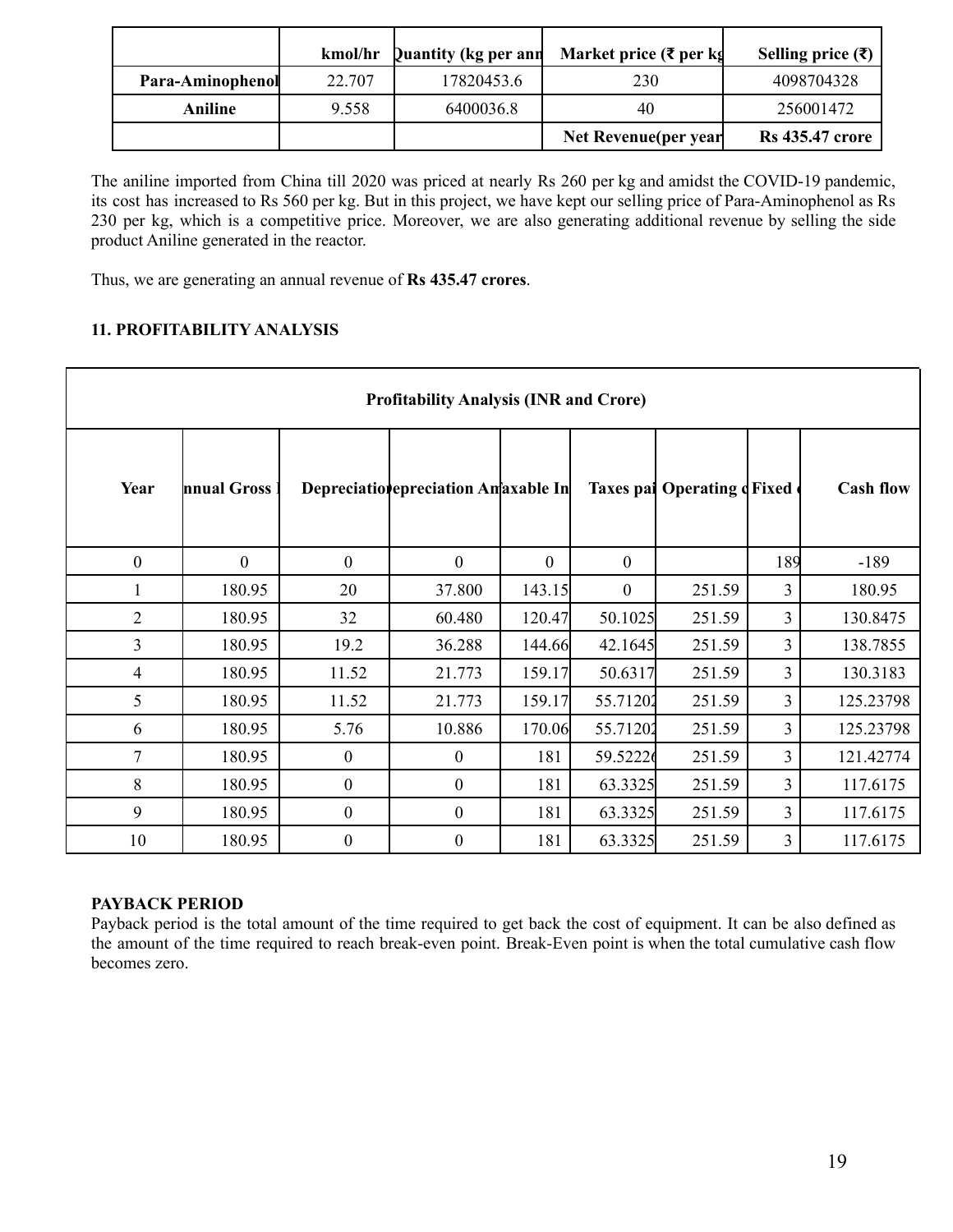| | kmol/hr | Quantity (kg per ann | Market price (₹ per kg | Selling price (₹) |
|---|---|---|---|---|
| Para-Aminophenol | 22.707 | 17820453.6 | 230 | 4098704328 |
| Aniline | 9.558 | 6400036.8 | 40 | 256001472 |
| | | | Net Revenue(per year | Rs 435.47 crore |

The aniline imported from China till 2020 was priced at nearly Rs 260 per kg and amidst the COVID-19 pandemic, its cost has increased to Rs 560 per kg. But in this project, we have kept our selling price of Para-Aminophenol as Rs 230 per kg, which is a competitive price. Moreover, we are also generating additional revenue by selling the side product Aniline generated in the reactor.

Thus, we are generating an annual revenue of **Rs 435.47 crores**.

### 11. PROFITABILITY ANALYSIS

**Profitability Analysis (INR and Crore)**

| Year | nnual Gross I | Depreciatio | epreciation An | axable In | Taxes pai | Operating c | Fixed c | Cash flow |
|---|---|---|---|---|---|---|---|---|
| 0 | 0 | 0 | 0 | 0 | 0 | | 189 | -189 |
| 1 | 180.95 | 20 | 37.800 | 143.15 | 0 | 251.59 | 3 | 180.95 |
| 2 | 180.95 | 32 | 60.480 | 120.47 | 50.1025 | 251.59 | 3 | 130.8475 |
| 3 | 180.95 | 19.2 | 36.288 | 144.66 | 42.1645 | 251.59 | 3 | 138.7855 |
| 4 | 180.95 | 11.52 | 21.773 | 159.17 | 50.6317 | 251.59 | 3 | 130.3183 |
| 5 | 180.95 | 11.52 | 21.773 | 159.17 | 55.71202 | 251.59 | 3 | 125.23798 |
| 6 | 180.95 | 5.76 | 10.886 | 170.06 | 55.71202 | 251.59 | 3 | 125.23798 |
| 7 | 180.95 | 0 | 0 | 181 | 59.52226 | 251.59 | 3 | 121.42774 |
| 8 | 180.95 | 0 | 0 | 181 | 63.3325 | 251.59 | 3 | 117.6175 |
| 9 | 180.95 | 0 | 0 | 181 | 63.3325 | 251.59 | 3 | 117.6175 |
| 10 | 180.95 | 0 | 0 | 181 | 63.3325 | 251.59 | 3 | 117.6175 |

**PAYBACK PERIOD**

Payback period is the total amount of the time required to get back the cost of equipment. It can be also defined as the amount of the time required to reach break-even point. Break-Even point is when the total cumulative cash flow becomes zero.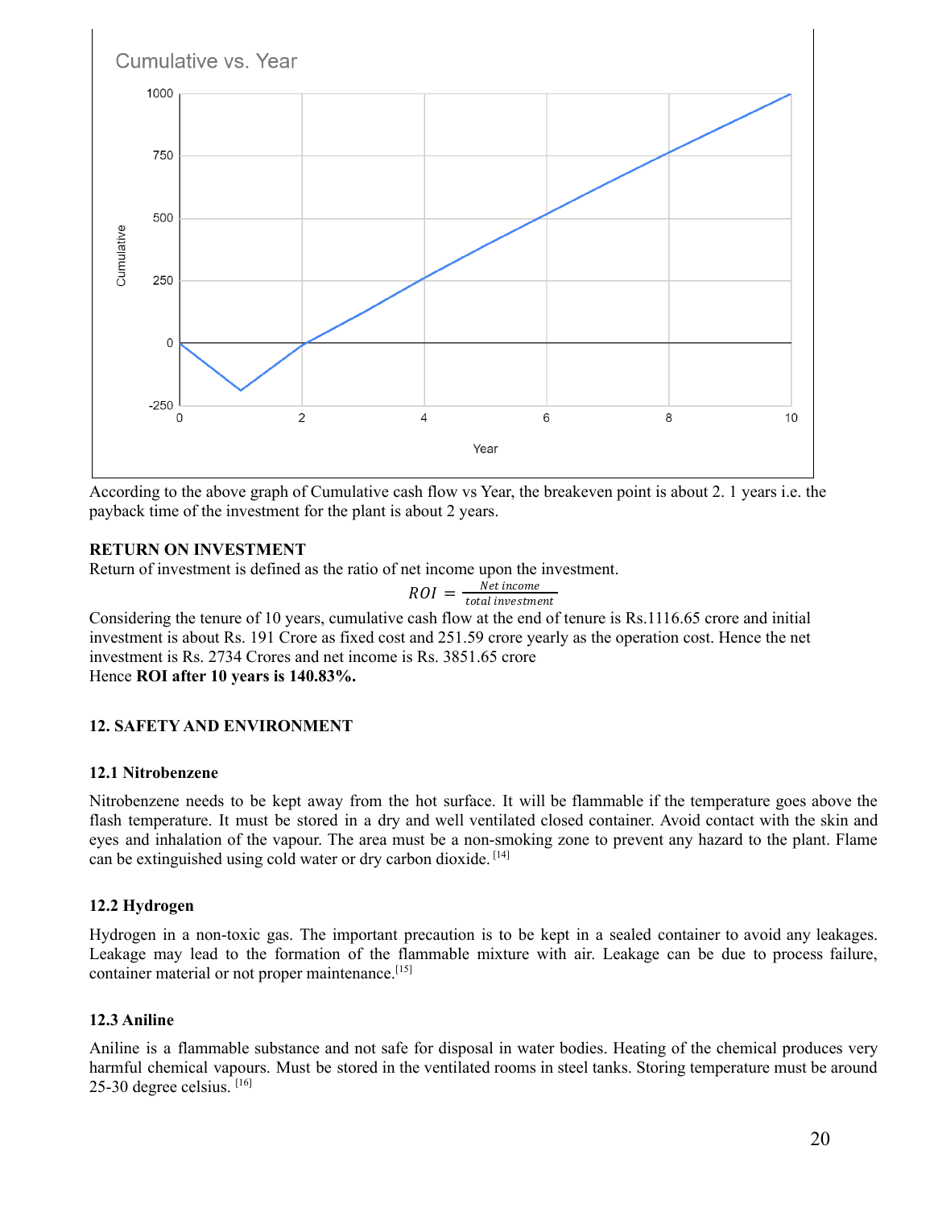Cumulative vs. Year

1000
750
500
250
0
-250

Cumulative

0 2 4 6 8 10

Year

According to the above graph of Cumulative cash flow vs Year, the breakeven point is about 2. 1 years i.e. the payback time of the investment for the plant is about 2 years.

**RETURN ON INVESTMENT**

Return of investment is defined as the ratio of net income upon the investment.

$$ROI = \frac{Net\ income}{total\ investment}$$

Considering the tenure of 10 years, cumulative cash flow at the end of tenure is Rs.1116.65 crore and initial investment is about Rs. 191 Crore as fixed cost and 251.59 crore yearly as the operation cost. Hence the net investment is Rs. 2734 Crores and net income is Rs. 3851.65 crore

Hence **ROI after 10 years is 140.83%.**

## 12. SAFETY AND ENVIRONMENT

### 12.1 Nitrobenzene

Nitrobenzene needs to be kept away from the hot surface. It will be flammable if the temperature goes above the flash temperature. It must be stored in a dry and well ventilated closed container. Avoid contact with the skin and eyes and inhalation of the vapour. The area must be a non-smoking zone to prevent any hazard to the plant. Flame can be extinguished using cold water or dry carbon dioxide. [14]

### 12.2 Hydrogen

Hydrogen in a non-toxic gas. The important precaution is to be kept in a sealed container to avoid any leakages. Leakage may lead to the formation of the flammable mixture with air. Leakage can be due to process failure, container material or not proper maintenance.[15]

### 12.3 Aniline

Aniline is a flammable substance and not safe for disposal in water bodies. Heating of the chemical produces very harmful chemical vapours. Must be stored in the ventilated rooms in steel tanks. Storing temperature must be around 25-30 degree celsius. [16]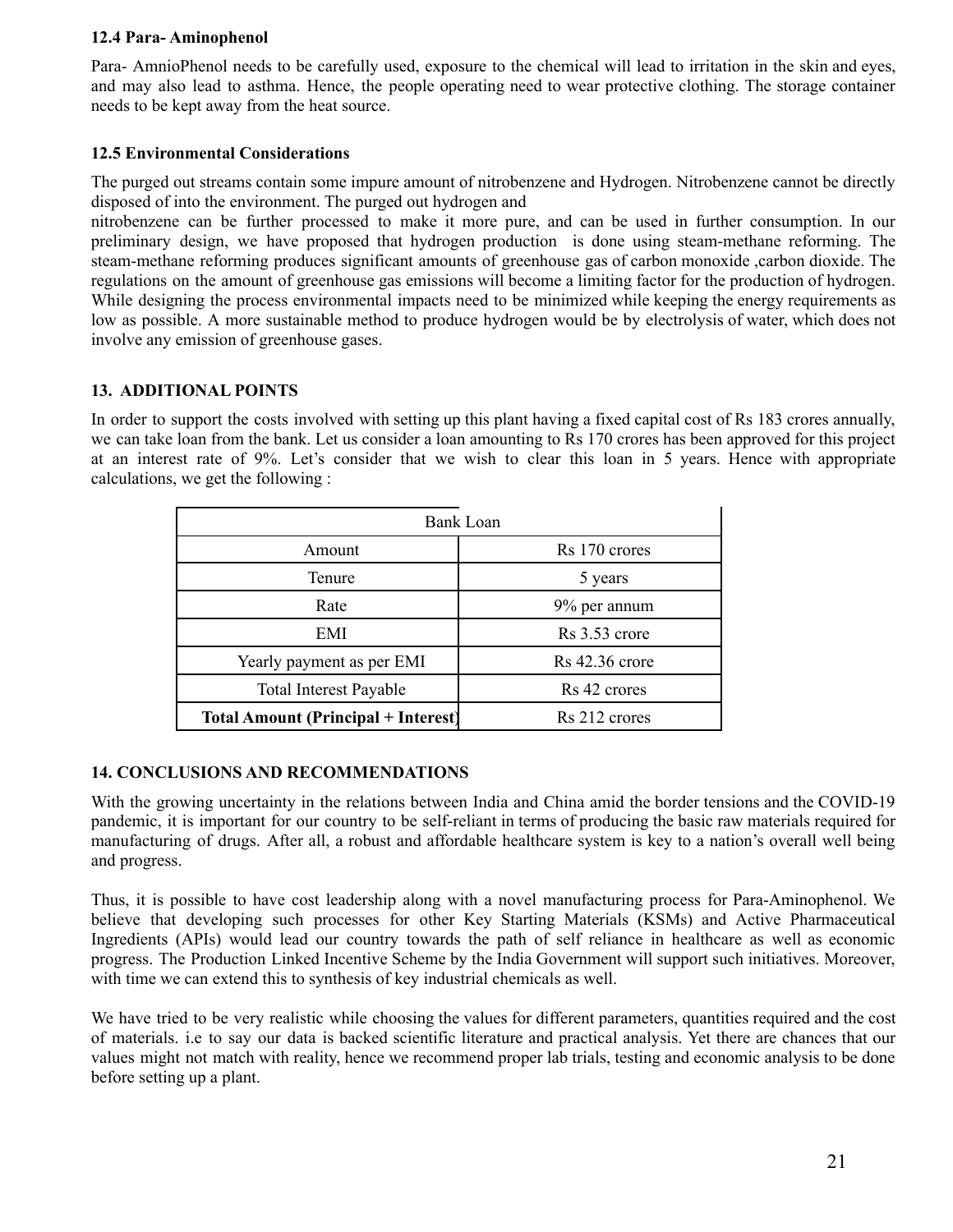### 12.4 Para- Aminophenol

Para- AmnioPhenol needs to be carefully used, exposure to the chemical will lead to irritation in the skin and eyes, and may also lead to asthma. Hence, the people operating need to wear protective clothing. The storage container needs to be kept away from the heat source.

### 12.5 Environmental Considerations

The purged out streams contain some impure amount of nitrobenzene and Hydrogen. Nitrobenzene cannot be directly disposed of into the environment. The purged out hydrogen and nitrobenzene can be further processed to make it more pure, and can be used in further consumption. In our preliminary design, we have proposed that hydrogen production is done using steam-methane reforming. The steam-methane reforming produces significant amounts of greenhouse gas of carbon monoxide ,carbon dioxide. The regulations on the amount of greenhouse gas emissions will become a limiting factor for the production of hydrogen. While designing the process environmental impacts need to be minimized while keeping the energy requirements as low as possible. A more sustainable method to produce hydrogen would be by electrolysis of water, which does not involve any emission of greenhouse gases.

## 13. ADDITIONAL POINTS

In order to support the costs involved with setting up this plant having a fixed capital cost of Rs 183 crores annually, we can take loan from the bank. Let us consider a loan amounting to Rs 170 crores has been approved for this project at an interest rate of 9%. Let's consider that we wish to clear this loan in 5 years. Hence with appropriate calculations, we get the following :

| Bank Loan | |
|---|---|
| Amount | Rs 170 crores |
| Tenure | 5 years |
| Rate | 9% per annum |
| EMI | Rs 3.53 crore |
| Yearly payment as per EMI | Rs 42.36 crore |
| Total Interest Payable | Rs 42 crores |
| **Total Amount (Principal + Interest)** | Rs 212 crores |

## 14. CONCLUSIONS AND RECOMMENDATIONS

With the growing uncertainty in the relations between India and China amid the border tensions and the COVID-19 pandemic, it is important for our country to be self-reliant in terms of producing the basic raw materials required for manufacturing of drugs. After all, a robust and affordable healthcare system is key to a nation's overall well being and progress.

Thus, it is possible to have cost leadership along with a novel manufacturing process for Para-Aminophenol. We believe that developing such processes for other Key Starting Materials (KSMs) and Active Pharmaceutical Ingredients (APIs) would lead our country towards the path of self reliance in healthcare as well as economic progress. The Production Linked Incentive Scheme by the India Government will support such initiatives. Moreover, with time we can extend this to synthesis of key industrial chemicals as well.

We have tried to be very realistic while choosing the values for different parameters, quantities required and the cost of materials. i.e to say our data is backed scientific literature and practical analysis. Yet there are chances that our values might not match with reality, hence we recommend proper lab trials, testing and economic analysis to be done before setting up a plant.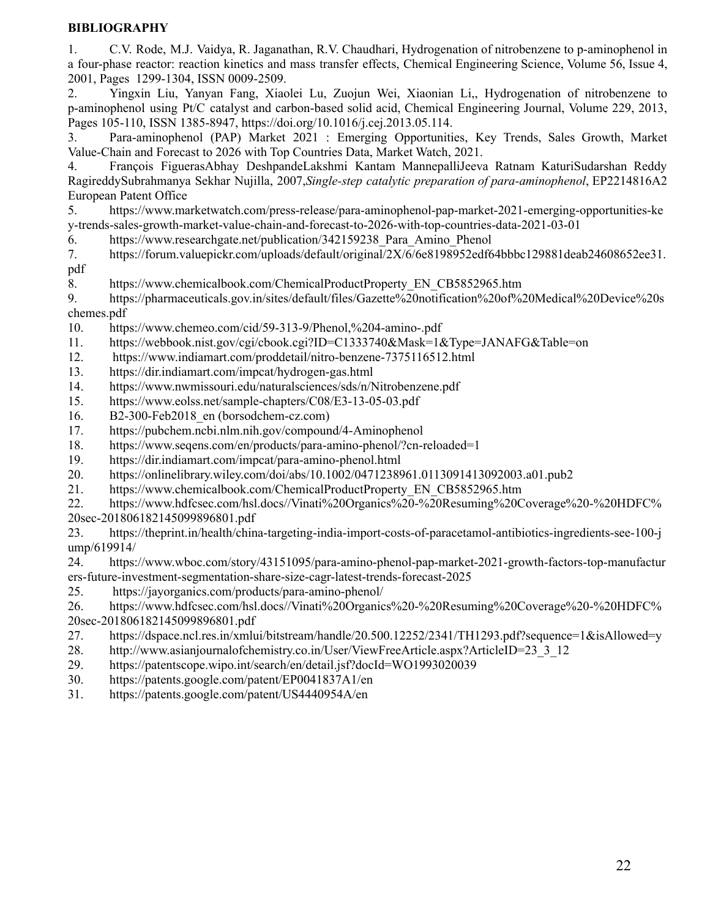**BIBLIOGRAPHY**

1. C.V. Rode, M.J. Vaidya, R. Jaganathan, R.V. Chaudhari, Hydrogenation of nitrobenzene to p-aminophenol in a four-phase reactor: reaction kinetics and mass transfer effects, Chemical Engineering Science, Volume 56, Issue 4, 2001, Pages 1299-1304, ISSN 0009-2509.
2. Yingxin Liu, Yanyan Fang, Xiaolei Lu, Zuojun Wei, Xiaonian Li,, Hydrogenation of nitrobenzene to p-aminophenol using Pt/C catalyst and carbon-based solid acid, Chemical Engineering Journal, Volume 229, 2013, Pages 105-110, ISSN 1385-8947, https://doi.org/10.1016/j.cej.2013.05.114.
3. Para-aminophenol (PAP) Market 2021 : Emerging Opportunities, Key Trends, Sales Growth, Market Value-Chain and Forecast to 2026 with Top Countries Data, Market Watch, 2021.
4. François FiguerasAbhay DeshpandeLakshmi Kantam MannepalliJeeva Ratnam KaturiSudarshan Reddy RagireddySubrahmanya Sekhar Nujilla, 2007,*Single-step catalytic preparation of para-aminophenol*, EP2214816A2 European Patent Office
5. https://www.marketwatch.com/press-release/para-aminophenol-pap-market-2021-emerging-opportunities-key-trends-sales-growth-market-value-chain-and-forecast-to-2026-with-top-countries-data-2021-03-01
6. https://www.researchgate.net/publication/342159238_Para_Amino_Phenol
7. https://forum.valuepickr.com/uploads/default/original/2X/6/6e8198952edf64bbbc129881deab24608652ee31.pdf
8. https://www.chemicalbook.com/ChemicalProductProperty_EN_CB5852965.htm
9. https://pharmaceuticals.gov.in/sites/default/files/Gazette%20notification%20of%20Medical%20Device%20schemes.pdf
10. https://www.chemeo.com/cid/59-313-9/Phenol,%204-amino-.pdf
11. https://webbook.nist.gov/cgi/cbook.cgi?ID=C1333740&Mask=1&Type=JANAFG&Table=on
12. https://www.indiamart.com/proddetail/nitro-benzene-7375116512.html
13. https://dir.indiamart.com/impcat/hydrogen-gas.html
14. https://www.nwmissouri.edu/naturalsciences/sds/n/Nitrobenzene.pdf
15. https://www.eolss.net/sample-chapters/C08/E3-13-05-03.pdf
16. B2-300-Feb2018_en (borsodchem-cz.com)
17. https://pubchem.ncbi.nlm.nih.gov/compound/4-Aminophenol
18. https://www.seqens.com/en/products/para-amino-phenol/?cn-reloaded=1
19. https://dir.indiamart.com/impcat/para-amino-phenol.html
20. https://onlinelibrary.wiley.com/doi/abs/10.1002/0471238961.0113091413092003.a01.pub2
21. https://www.chemicalbook.com/ChemicalProductProperty_EN_CB5852965.htm
22. https://www.hdfcsec.com/hsl.docs//Vinati%20Organics%20-%20Resuming%20Coverage%20-%20HDFC%20sec-201806182145099896801.pdf
23. https://theprint.in/health/china-targeting-india-import-costs-of-paracetamol-antibiotics-ingredients-see-100-jump/619914/
24. https://www.wboc.com/story/43151095/para-amino-phenol-pap-market-2021-growth-factors-top-manufacturers-future-investment-segmentation-share-size-cagr-latest-trends-forecast-2025
25. https://jayorganics.com/products/para-amino-phenol/
26. https://www.hdfcsec.com/hsl.docs//Vinati%20Organics%20-%20Resuming%20Coverage%20-%20HDFC%20sec-201806182145099896801.pdf
27. https://dspace.ncl.res.in/xmlui/bitstream/handle/20.500.12252/2341/TH1293.pdf?sequence=1&isAllowed=y
28. http://www.asianjournalofchemistry.co.in/User/ViewFreeArticle.aspx?ArticleID=23_3_12
29. https://patentscope.wipo.int/search/en/detail.jsf?docId=WO1993020039
30. https://patents.google.com/patent/EP0041837A1/en
31. https://patents.google.com/patent/US4440954A/en